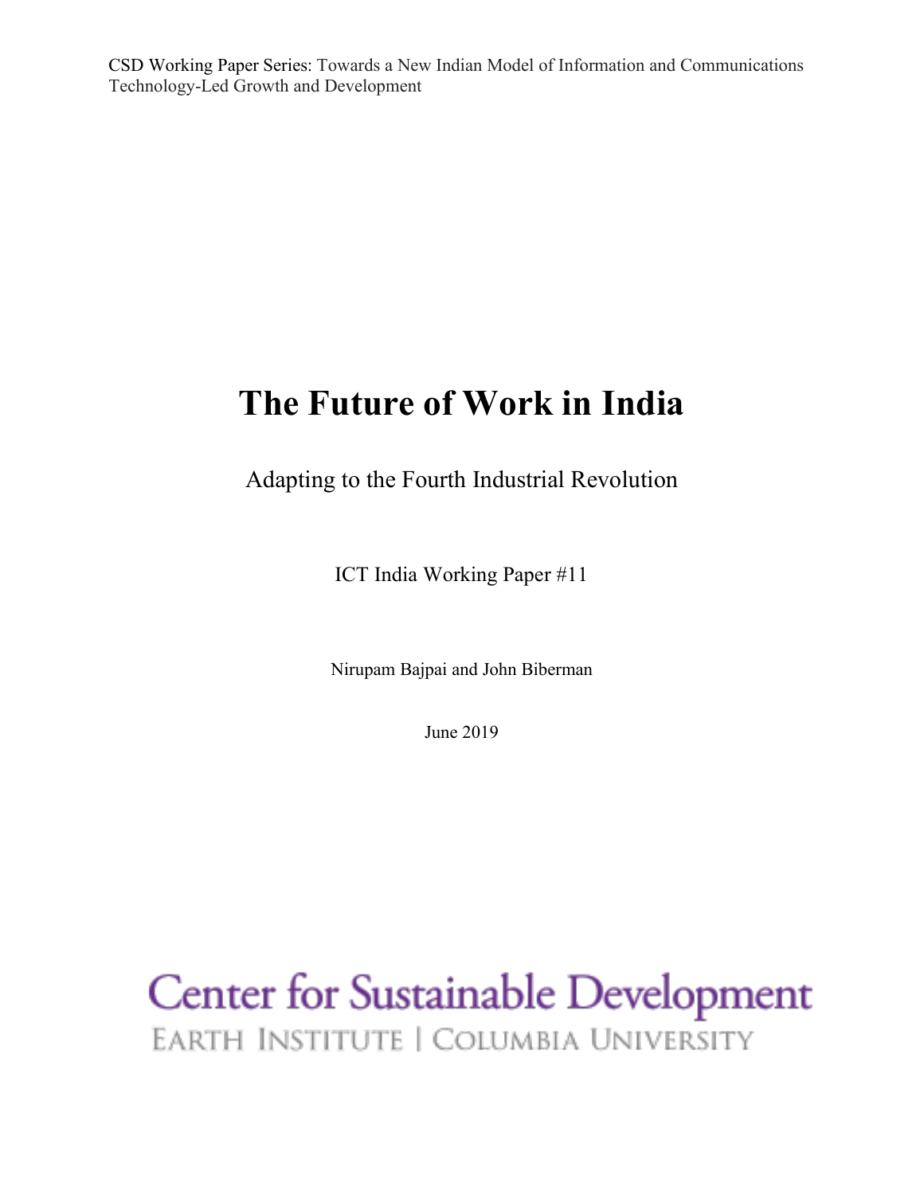CSD Working Paper Series: Towards a New Indian Model of Information and Communications Technology-Led Growth and Development

# The Future of Work in India

## Adapting to the Fourth Industrial Revolution

ICT India Working Paper #11

Nirupam Bajpai and John Biberman

June 2019

Center for Sustainable Development
EARTH INSTITUTE | COLUMBIA UNIVERSITY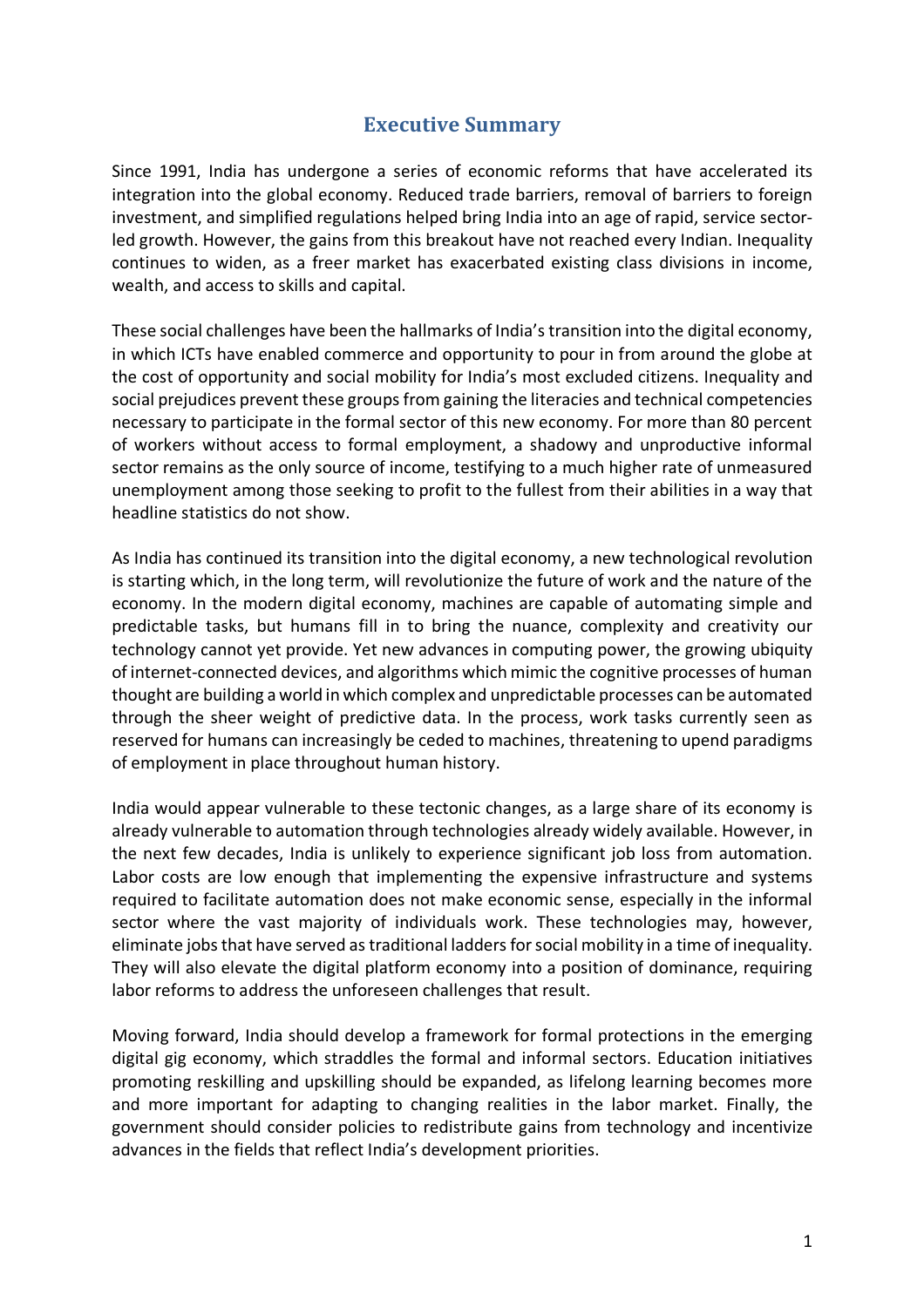# Executive Summary

Since 1991, India has undergone a series of economic reforms that have accelerated its integration into the global economy. Reduced trade barriers, removal of barriers to foreign investment, and simplified regulations helped bring India into an age of rapid, service sector-led growth. However, the gains from this breakout have not reached every Indian. Inequality continues to widen, as a freer market has exacerbated existing class divisions in income, wealth, and access to skills and capital.

These social challenges have been the hallmarks of India's transition into the digital economy, in which ICTs have enabled commerce and opportunity to pour in from around the globe at the cost of opportunity and social mobility for India's most excluded citizens. Inequality and social prejudices prevent these groups from gaining the literacies and technical competencies necessary to participate in the formal sector of this new economy. For more than 80 percent of workers without access to formal employment, a shadowy and unproductive informal sector remains as the only source of income, testifying to a much higher rate of unmeasured unemployment among those seeking to profit to the fullest from their abilities in a way that headline statistics do not show.

As India has continued its transition into the digital economy, a new technological revolution is starting which, in the long term, will revolutionize the future of work and the nature of the economy. In the modern digital economy, machines are capable of automating simple and predictable tasks, but humans fill in to bring the nuance, complexity and creativity our technology cannot yet provide. Yet new advances in computing power, the growing ubiquity of internet-connected devices, and algorithms which mimic the cognitive processes of human thought are building a world in which complex and unpredictable processes can be automated through the sheer weight of predictive data. In the process, work tasks currently seen as reserved for humans can increasingly be ceded to machines, threatening to upend paradigms of employment in place throughout human history.

India would appear vulnerable to these tectonic changes, as a large share of its economy is already vulnerable to automation through technologies already widely available. However, in the next few decades, India is unlikely to experience significant job loss from automation. Labor costs are low enough that implementing the expensive infrastructure and systems required to facilitate automation does not make economic sense, especially in the informal sector where the vast majority of individuals work. These technologies may, however, eliminate jobs that have served as traditional ladders for social mobility in a time of inequality. They will also elevate the digital platform economy into a position of dominance, requiring labor reforms to address the unforeseen challenges that result.

Moving forward, India should develop a framework for formal protections in the emerging digital gig economy, which straddles the formal and informal sectors. Education initiatives promoting reskilling and upskilling should be expanded, as lifelong learning becomes more and more important for adapting to changing realities in the labor market. Finally, the government should consider policies to redistribute gains from technology and incentivize advances in the fields that reflect India's development priorities.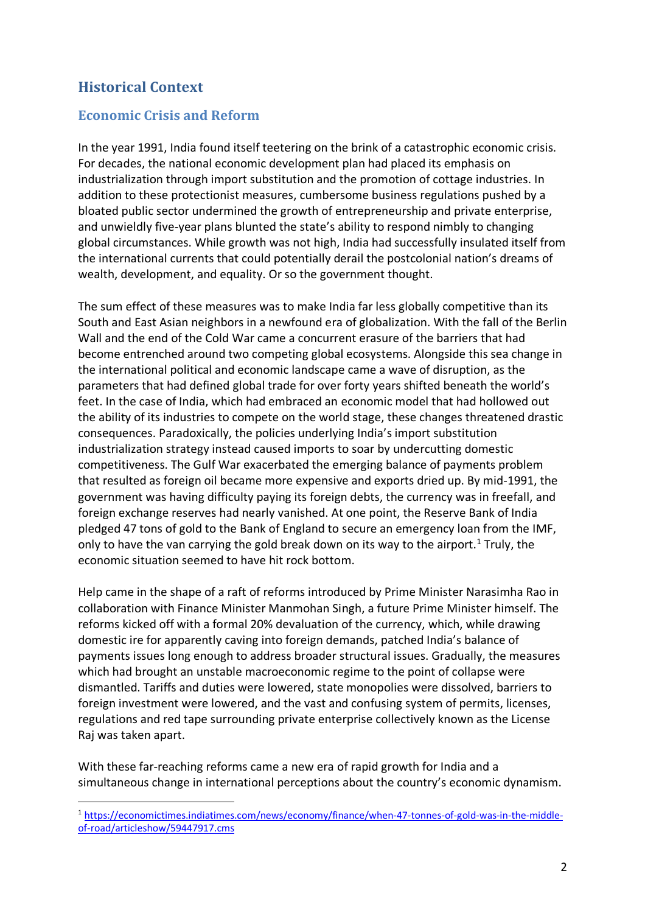## Historical Context

### Economic Crisis and Reform

In the year 1991, India found itself teetering on the brink of a catastrophic economic crisis. For decades, the national economic development plan had placed its emphasis on industrialization through import substitution and the promotion of cottage industries. In addition to these protectionist measures, cumbersome business regulations pushed by a bloated public sector undermined the growth of entrepreneurship and private enterprise, and unwieldly five-year plans blunted the state's ability to respond nimbly to changing global circumstances. While growth was not high, India had successfully insulated itself from the international currents that could potentially derail the postcolonial nation's dreams of wealth, development, and equality. Or so the government thought.

The sum effect of these measures was to make India far less globally competitive than its South and East Asian neighbors in a newfound era of globalization. With the fall of the Berlin Wall and the end of the Cold War came a concurrent erasure of the barriers that had become entrenched around two competing global ecosystems. Alongside this sea change in the international political and economic landscape came a wave of disruption, as the parameters that had defined global trade for over forty years shifted beneath the world's feet. In the case of India, which had embraced an economic model that had hollowed out the ability of its industries to compete on the world stage, these changes threatened drastic consequences. Paradoxically, the policies underlying India's import substitution industrialization strategy instead caused imports to soar by undercutting domestic competitiveness. The Gulf War exacerbated the emerging balance of payments problem that resulted as foreign oil became more expensive and exports dried up. By mid-1991, the government was having difficulty paying its foreign debts, the currency was in freefall, and foreign exchange reserves had nearly vanished. At one point, the Reserve Bank of India pledged 47 tons of gold to the Bank of England to secure an emergency loan from the IMF, only to have the van carrying the gold break down on its way to the airport.[1] Truly, the economic situation seemed to have hit rock bottom.

Help came in the shape of a raft of reforms introduced by Prime Minister Narasimha Rao in collaboration with Finance Minister Manmohan Singh, a future Prime Minister himself. The reforms kicked off with a formal 20% devaluation of the currency, which, while drawing domestic ire for apparently caving into foreign demands, patched India's balance of payments issues long enough to address broader structural issues. Gradually, the measures which had brought an unstable macroeconomic regime to the point of collapse were dismantled. Tariffs and duties were lowered, state monopolies were dissolved, barriers to foreign investment were lowered, and the vast and confusing system of permits, licenses, regulations and red tape surrounding private enterprise collectively known as the License Raj was taken apart.

With these far-reaching reforms came a new era of rapid growth for India and a simultaneous change in international perceptions about the country's economic dynamism.

[1] https://economictimes.indiatimes.com/news/economy/finance/when-47-tonnes-of-gold-was-in-the-middle-of-road/articleshow/59447917.cms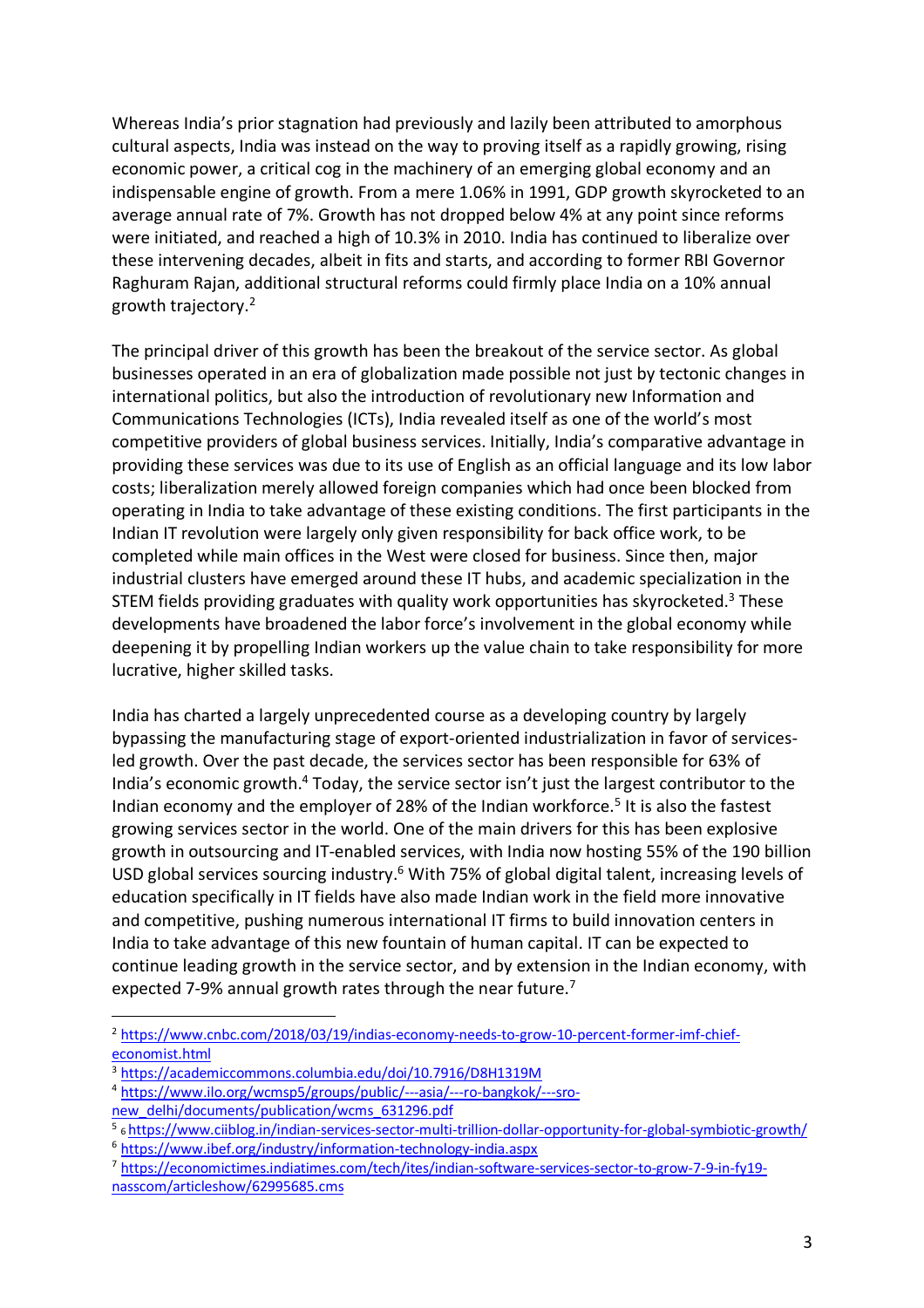Whereas India's prior stagnation had previously and lazily been attributed to amorphous cultural aspects, India was instead on the way to proving itself as a rapidly growing, rising economic power, a critical cog in the machinery of an emerging global economy and an indispensable engine of growth. From a mere 1.06% in 1991, GDP growth skyrocketed to an average annual rate of 7%. Growth has not dropped below 4% at any point since reforms were initiated, and reached a high of 10.3% in 2010. India has continued to liberalize over these intervening decades, albeit in fits and starts, and according to former RBI Governor Raghuram Rajan, additional structural reforms could firmly place India on a 10% annual growth trajectory.[2]

The principal driver of this growth has been the breakout of the service sector. As global businesses operated in an era of globalization made possible not just by tectonic changes in international politics, but also the introduction of revolutionary new Information and Communications Technologies (ICTs), India revealed itself as one of the world's most competitive providers of global business services. Initially, India's comparative advantage in providing these services was due to its use of English as an official language and its low labor costs; liberalization merely allowed foreign companies which had once been blocked from operating in India to take advantage of these existing conditions. The first participants in the Indian IT revolution were largely only given responsibility for back office work, to be completed while main offices in the West were closed for business. Since then, major industrial clusters have emerged around these IT hubs, and academic specialization in the STEM fields providing graduates with quality work opportunities has skyrocketed.[3] These developments have broadened the labor force's involvement in the global economy while deepening it by propelling Indian workers up the value chain to take responsibility for more lucrative, higher skilled tasks.

India has charted a largely unprecedented course as a developing country by largely bypassing the manufacturing stage of export-oriented industrialization in favor of services-led growth. Over the past decade, the services sector has been responsible for 63% of India's economic growth.[4] Today, the service sector isn't just the largest contributor to the Indian economy and the employer of 28% of the Indian workforce.[5] It is also the fastest growing services sector in the world. One of the main drivers for this has been explosive growth in outsourcing and IT-enabled services, with India now hosting 55% of the 190 billion USD global services sourcing industry.[6] With 75% of global digital talent, increasing levels of education specifically in IT fields have also made Indian work in the field more innovative and competitive, pushing numerous international IT firms to build innovation centers in India to take advantage of this new fountain of human capital. IT can be expected to continue leading growth in the service sector, and by extension in the Indian economy, with expected 7-9% annual growth rates through the near future.[7]

---

[2] https://www.cnbc.com/2018/03/19/indias-economy-needs-to-grow-10-percent-former-imf-chief-economist.html

[3] https://academiccommons.columbia.edu/doi/10.7916/D8H1319M

[4] https://www.ilo.org/wcmsp5/groups/public/---asia/---ro-bangkok/---sro-new_delhi/documents/publication/wcms_631296.pdf

[5] 6 https://www.ciiblog.in/indian-services-sector-multi-trillion-dollar-opportunity-for-global-symbiotic-growth/

[6] https://www.ibef.org/industry/information-technology-india.aspx

[7] https://economictimes.indiatimes.com/tech/ites/indian-software-services-sector-to-grow-7-9-in-fy19-nasscom/articleshow/62995685.cms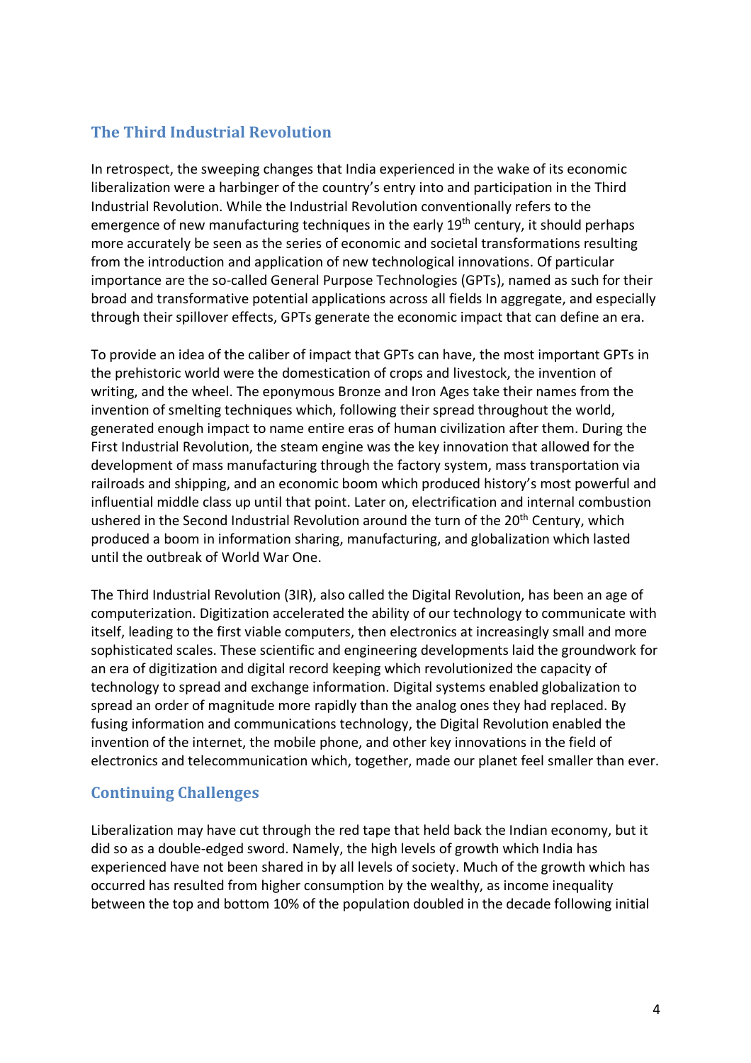## The Third Industrial Revolution

In retrospect, the sweeping changes that India experienced in the wake of its economic liberalization were a harbinger of the country's entry into and participation in the Third Industrial Revolution. While the Industrial Revolution conventionally refers to the emergence of new manufacturing techniques in the early 19th century, it should perhaps more accurately be seen as the series of economic and societal transformations resulting from the introduction and application of new technological innovations. Of particular importance are the so-called General Purpose Technologies (GPTs), named as such for their broad and transformative potential applications across all fields In aggregate, and especially through their spillover effects, GPTs generate the economic impact that can define an era.

To provide an idea of the caliber of impact that GPTs can have, the most important GPTs in the prehistoric world were the domestication of crops and livestock, the invention of writing, and the wheel. The eponymous Bronze and Iron Ages take their names from the invention of smelting techniques which, following their spread throughout the world, generated enough impact to name entire eras of human civilization after them. During the First Industrial Revolution, the steam engine was the key innovation that allowed for the development of mass manufacturing through the factory system, mass transportation via railroads and shipping, and an economic boom which produced history's most powerful and influential middle class up until that point. Later on, electrification and internal combustion ushered in the Second Industrial Revolution around the turn of the 20th Century, which produced a boom in information sharing, manufacturing, and globalization which lasted until the outbreak of World War One.

The Third Industrial Revolution (3IR), also called the Digital Revolution, has been an age of computerization. Digitization accelerated the ability of our technology to communicate with itself, leading to the first viable computers, then electronics at increasingly small and more sophisticated scales. These scientific and engineering developments laid the groundwork for an era of digitization and digital record keeping which revolutionized the capacity of technology to spread and exchange information. Digital systems enabled globalization to spread an order of magnitude more rapidly than the analog ones they had replaced. By fusing information and communications technology, the Digital Revolution enabled the invention of the internet, the mobile phone, and other key innovations in the field of electronics and telecommunication which, together, made our planet feel smaller than ever.

## Continuing Challenges

Liberalization may have cut through the red tape that held back the Indian economy, but it did so as a double-edged sword. Namely, the high levels of growth which India has experienced have not been shared in by all levels of society. Much of the growth which has occurred has resulted from higher consumption by the wealthy, as income inequality between the top and bottom 10% of the population doubled in the decade following initial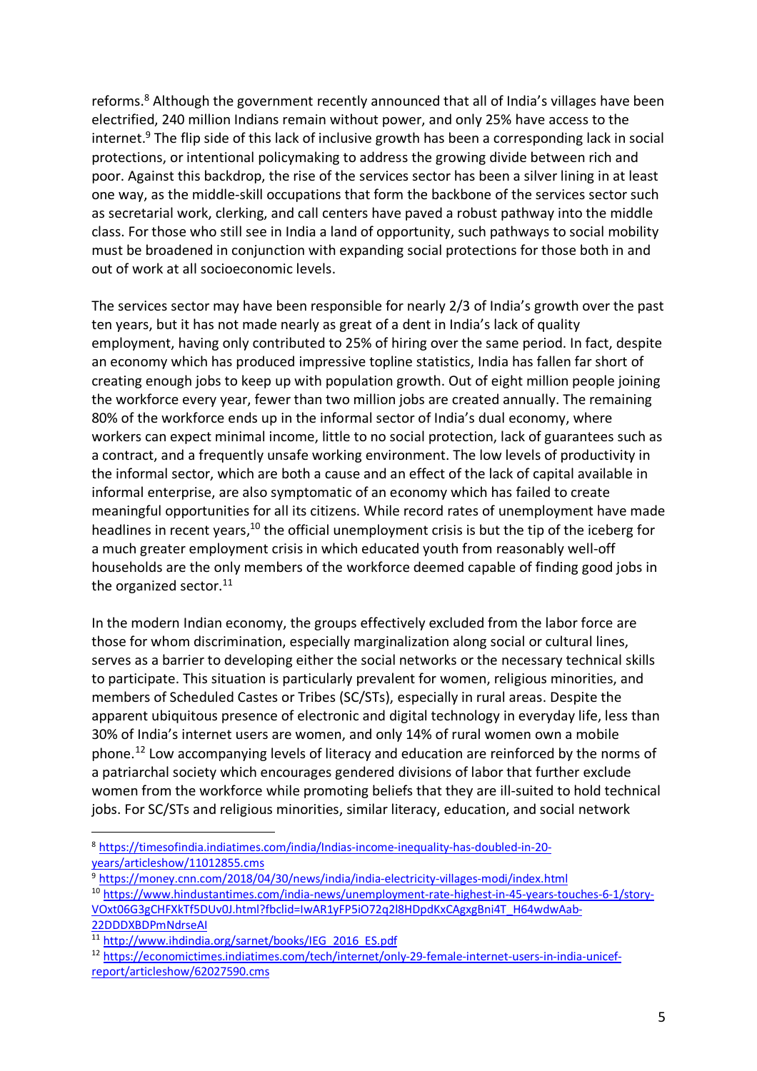reforms.[8] Although the government recently announced that all of India's villages have been electrified, 240 million Indians remain without power, and only 25% have access to the internet.[9] The flip side of this lack of inclusive growth has been a corresponding lack in social protections, or intentional policymaking to address the growing divide between rich and poor. Against this backdrop, the rise of the services sector has been a silver lining in at least one way, as the middle-skill occupations that form the backbone of the services sector such as secretarial work, clerking, and call centers have paved a robust pathway into the middle class. For those who still see in India a land of opportunity, such pathways to social mobility must be broadened in conjunction with expanding social protections for those both in and out of work at all socioeconomic levels.

The services sector may have been responsible for nearly 2/3 of India's growth over the past ten years, but it has not made nearly as great of a dent in India's lack of quality employment, having only contributed to 25% of hiring over the same period. In fact, despite an economy which has produced impressive topline statistics, India has fallen far short of creating enough jobs to keep up with population growth. Out of eight million people joining the workforce every year, fewer than two million jobs are created annually. The remaining 80% of the workforce ends up in the informal sector of India's dual economy, where workers can expect minimal income, little to no social protection, lack of guarantees such as a contract, and a frequently unsafe working environment. The low levels of productivity in the informal sector, which are both a cause and an effect of the lack of capital available in informal enterprise, are also symptomatic of an economy which has failed to create meaningful opportunities for all its citizens. While record rates of unemployment have made headlines in recent years,[10] the official unemployment crisis is but the tip of the iceberg for a much greater employment crisis in which educated youth from reasonably well-off households are the only members of the workforce deemed capable of finding good jobs in the organized sector.[11]

In the modern Indian economy, the groups effectively excluded from the labor force are those for whom discrimination, especially marginalization along social or cultural lines, serves as a barrier to developing either the social networks or the necessary technical skills to participate. This situation is particularly prevalent for women, religious minorities, and members of Scheduled Castes or Tribes (SC/STs), especially in rural areas. Despite the apparent ubiquitous presence of electronic and digital technology in everyday life, less than 30% of India's internet users are women, and only 14% of rural women own a mobile phone.[12] Low accompanying levels of literacy and education are reinforced by the norms of a patriarchal society which encourages gendered divisions of labor that further exclude women from the workforce while promoting beliefs that they are ill-suited to hold technical jobs. For SC/STs and religious minorities, similar literacy, education, and social network

---

[8] https://timesofindia.indiatimes.com/india/Indias-income-inequality-has-doubled-in-20-years/articleshow/11012855.cms

[9] https://money.cnn.com/2018/04/30/news/india/india-electricity-villages-modi/index.html

[10] https://www.hindustantimes.com/india-news/unemployment-rate-highest-in-45-years-touches-6-1/story-VOxt06G3gCHFXkTf5DUv0J.html?fbclid=IwAR1yFP5iO72q2l8HDpdKxCAgxgBni4T_H64wdwAab-22DDDXBDPmNdrseAI

[11] http://www.ihdindia.org/sarnet/books/IEG_2016_ES.pdf

[12] https://economictimes.indiatimes.com/tech/internet/only-29-female-internet-users-in-india-unicef-report/articleshow/62027590.cms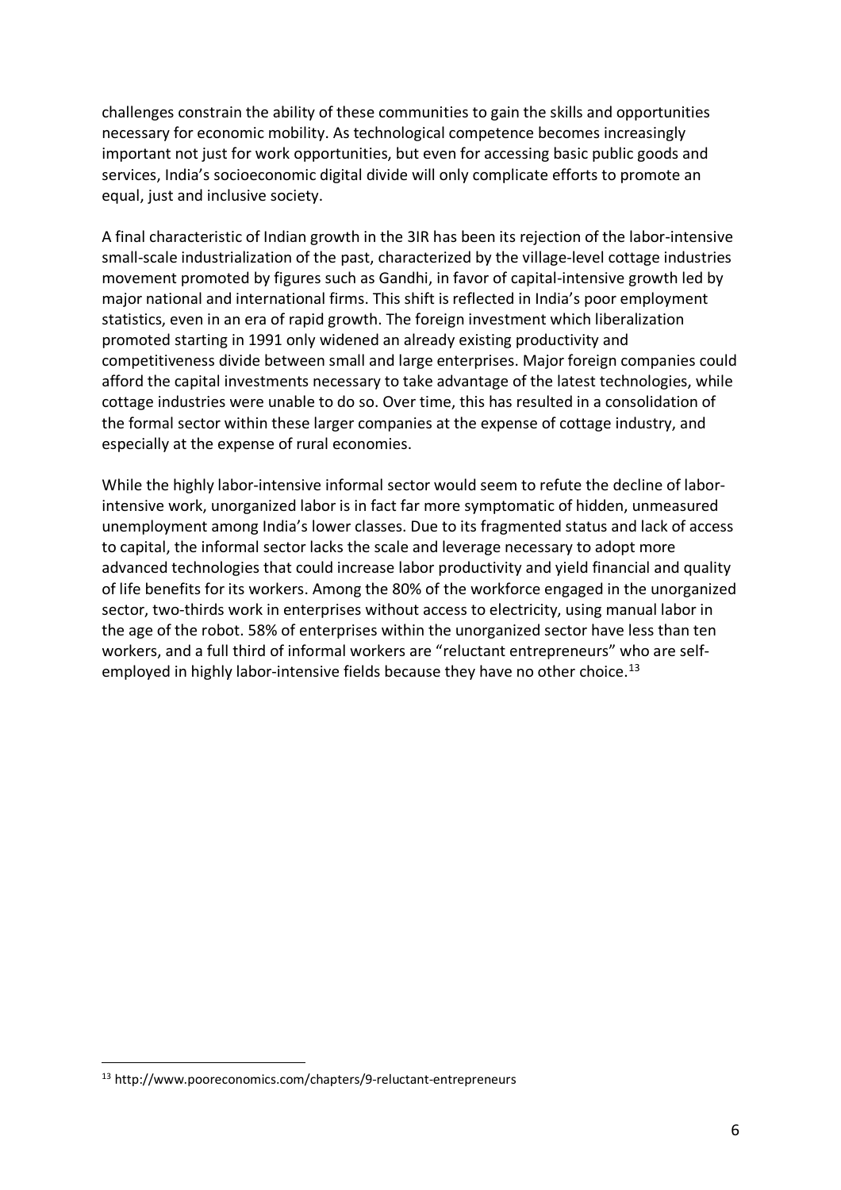challenges constrain the ability of these communities to gain the skills and opportunities necessary for economic mobility. As technological competence becomes increasingly important not just for work opportunities, but even for accessing basic public goods and services, India's socioeconomic digital divide will only complicate efforts to promote an equal, just and inclusive society.

A final characteristic of Indian growth in the 3IR has been its rejection of the labor-intensive small-scale industrialization of the past, characterized by the village-level cottage industries movement promoted by figures such as Gandhi, in favor of capital-intensive growth led by major national and international firms. This shift is reflected in India's poor employment statistics, even in an era of rapid growth. The foreign investment which liberalization promoted starting in 1991 only widened an already existing productivity and competitiveness divide between small and large enterprises. Major foreign companies could afford the capital investments necessary to take advantage of the latest technologies, while cottage industries were unable to do so. Over time, this has resulted in a consolidation of the formal sector within these larger companies at the expense of cottage industry, and especially at the expense of rural economies.

While the highly labor-intensive informal sector would seem to refute the decline of labor-intensive work, unorganized labor is in fact far more symptomatic of hidden, unmeasured unemployment among India's lower classes. Due to its fragmented status and lack of access to capital, the informal sector lacks the scale and leverage necessary to adopt more advanced technologies that could increase labor productivity and yield financial and quality of life benefits for its workers. Among the 80% of the workforce engaged in the unorganized sector, two-thirds work in enterprises without access to electricity, using manual labor in the age of the robot. 58% of enterprises within the unorganized sector have less than ten workers, and a full third of informal workers are "reluctant entrepreneurs" who are self-employed in highly labor-intensive fields because they have no other choice.[13]

---

[13] http://www.pooreconomics.com/chapters/9-reluctant-entrepreneurs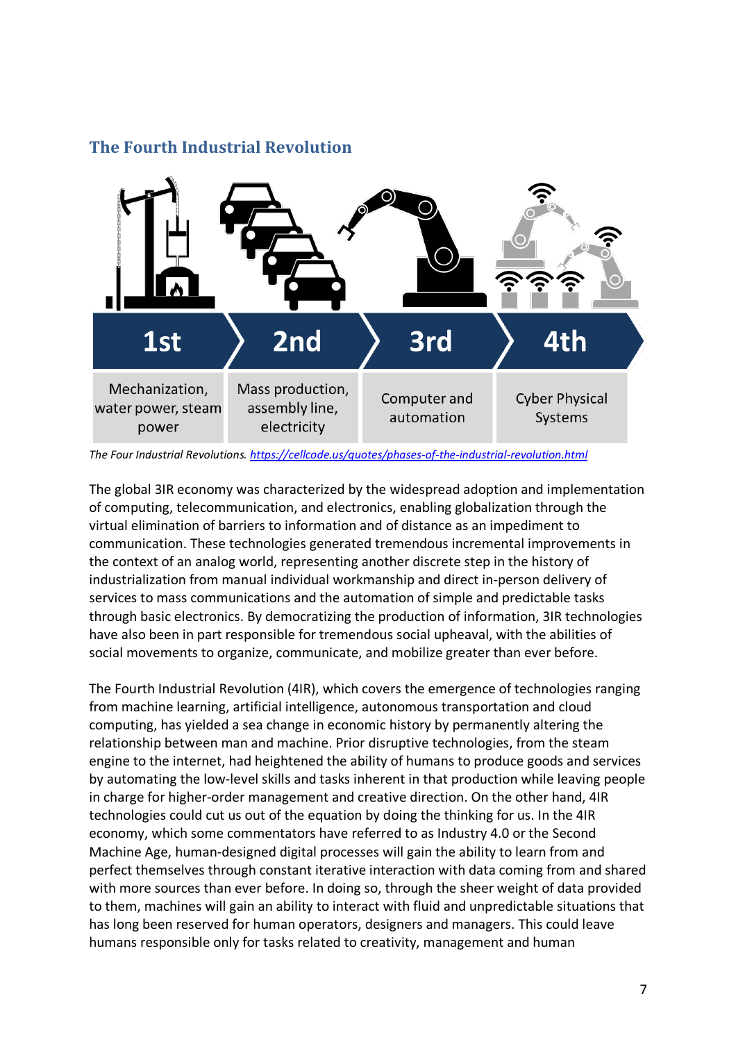## The Fourth Industrial Revolution

| 1st | 2nd | 3rd | 4th |
| --- | --- | --- | --- |
| Mechanization, water power, steam power | Mass production, assembly line, electricity | Computer and automation | Cyber Physical Systems |

*The Four Industrial Revolutions.* https://cellcode.us/quotes/phases-of-the-industrial-revolution.html

The global 3IR economy was characterized by the widespread adoption and implementation of computing, telecommunication, and electronics, enabling globalization through the virtual elimination of barriers to information and of distance as an impediment to communication. These technologies generated tremendous incremental improvements in the context of an analog world, representing another discrete step in the history of industrialization from manual individual workmanship and direct in-person delivery of services to mass communications and the automation of simple and predictable tasks through basic electronics. By democratizing the production of information, 3IR technologies have also been in part responsible for tremendous social upheaval, with the abilities of social movements to organize, communicate, and mobilize greater than ever before.

The Fourth Industrial Revolution (4IR), which covers the emergence of technologies ranging from machine learning, artificial intelligence, autonomous transportation and cloud computing, has yielded a sea change in economic history by permanently altering the relationship between man and machine. Prior disruptive technologies, from the steam engine to the internet, had heightened the ability of humans to produce goods and services by automating the low-level skills and tasks inherent in that production while leaving people in charge for higher-order management and creative direction. On the other hand, 4IR technologies could cut us out of the equation by doing the thinking for us. In the 4IR economy, which some commentators have referred to as Industry 4.0 or the Second Machine Age, human-designed digital processes will gain the ability to learn from and perfect themselves through constant iterative interaction with data coming from and shared with more sources than ever before. In doing so, through the sheer weight of data provided to them, machines will gain an ability to interact with fluid and unpredictable situations that has long been reserved for human operators, designers and managers. This could leave humans responsible only for tasks related to creativity, management and human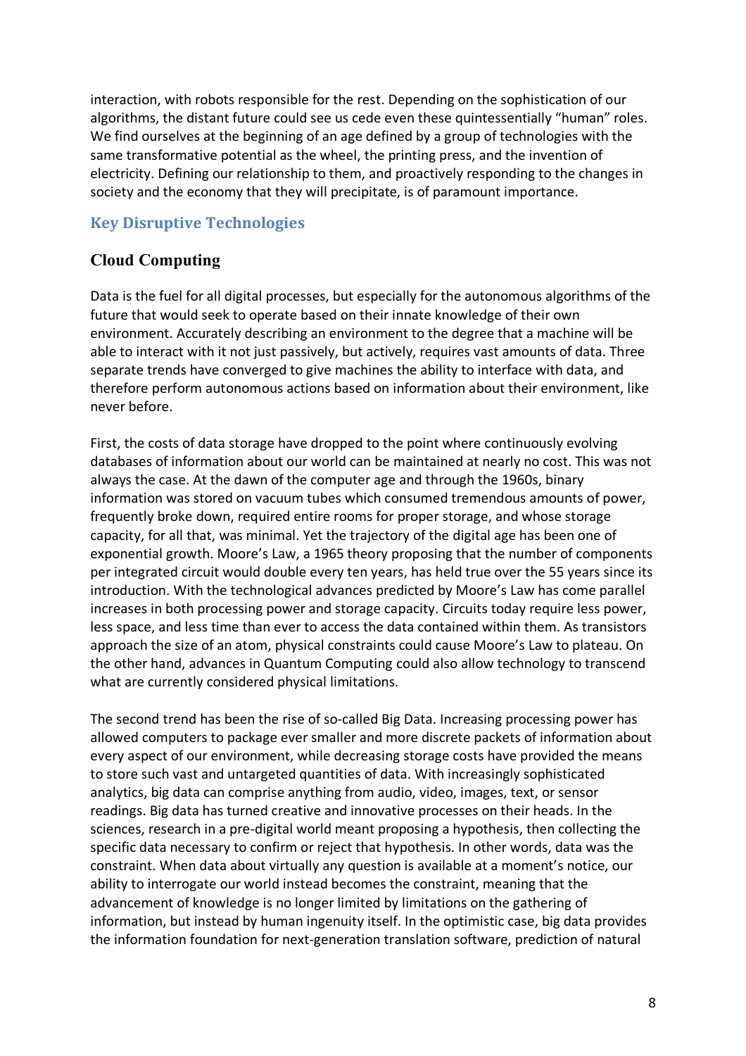interaction, with robots responsible for the rest. Depending on the sophistication of our algorithms, the distant future could see us cede even these quintessentially "human" roles. We find ourselves at the beginning of an age defined by a group of technologies with the same transformative potential as the wheel, the printing press, and the invention of electricity. Defining our relationship to them, and proactively responding to the changes in society and the economy that they will precipitate, is of paramount importance.

## Key Disruptive Technologies

### Cloud Computing

Data is the fuel for all digital processes, but especially for the autonomous algorithms of the future that would seek to operate based on their innate knowledge of their own environment. Accurately describing an environment to the degree that a machine will be able to interact with it not just passively, but actively, requires vast amounts of data. Three separate trends have converged to give machines the ability to interface with data, and therefore perform autonomous actions based on information about their environment, like never before.

First, the costs of data storage have dropped to the point where continuously evolving databases of information about our world can be maintained at nearly no cost. This was not always the case. At the dawn of the computer age and through the 1960s, binary information was stored on vacuum tubes which consumed tremendous amounts of power, frequently broke down, required entire rooms for proper storage, and whose storage capacity, for all that, was minimal. Yet the trajectory of the digital age has been one of exponential growth. Moore's Law, a 1965 theory proposing that the number of components per integrated circuit would double every ten years, has held true over the 55 years since its introduction. With the technological advances predicted by Moore's Law has come parallel increases in both processing power and storage capacity. Circuits today require less power, less space, and less time than ever to access the data contained within them. As transistors approach the size of an atom, physical constraints could cause Moore's Law to plateau. On the other hand, advances in Quantum Computing could also allow technology to transcend what are currently considered physical limitations.

The second trend has been the rise of so-called Big Data. Increasing processing power has allowed computers to package ever smaller and more discrete packets of information about every aspect of our environment, while decreasing storage costs have provided the means to store such vast and untargeted quantities of data. With increasingly sophisticated analytics, big data can comprise anything from audio, video, images, text, or sensor readings. Big data has turned creative and innovative processes on their heads. In the sciences, research in a pre-digital world meant proposing a hypothesis, then collecting the specific data necessary to confirm or reject that hypothesis. In other words, data was the constraint. When data about virtually any question is available at a moment's notice, our ability to interrogate our world instead becomes the constraint, meaning that the advancement of knowledge is no longer limited by limitations on the gathering of information, but instead by human ingenuity itself. In the optimistic case, big data provides the information foundation for next-generation translation software, prediction of natural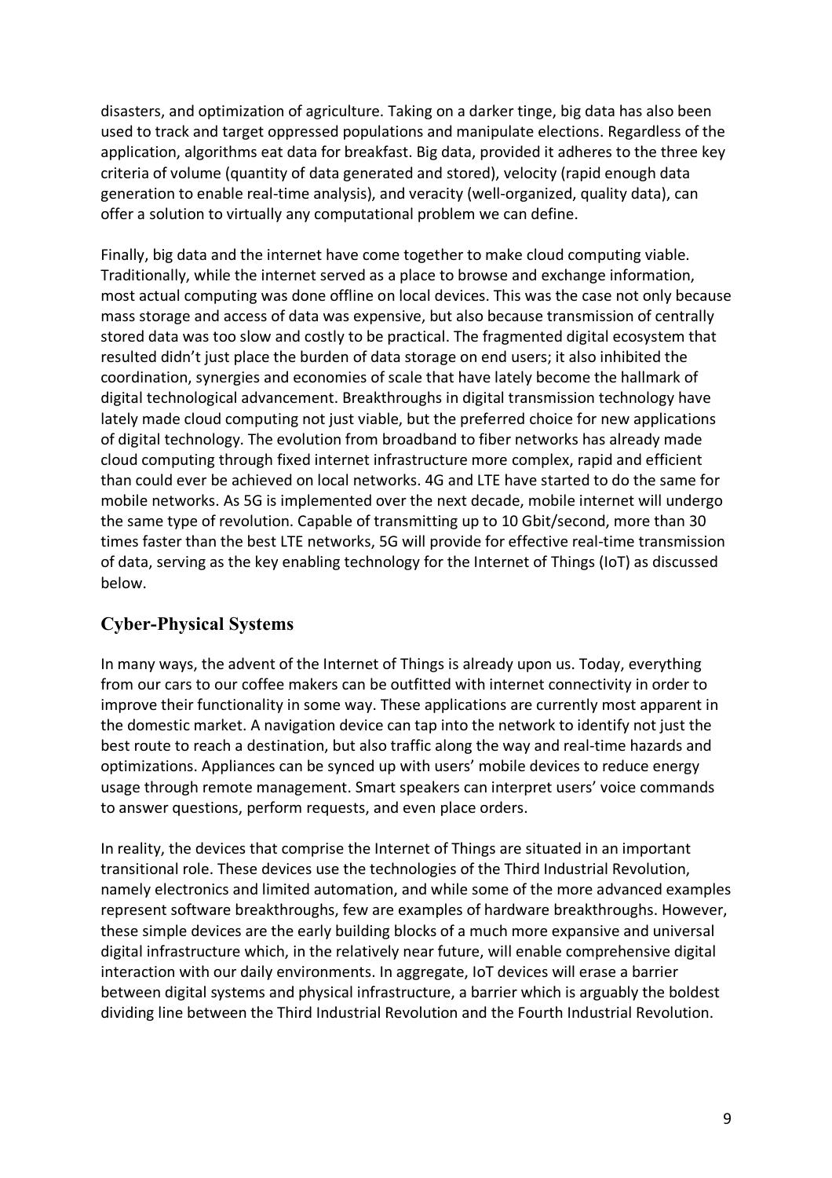disasters, and optimization of agriculture. Taking on a darker tinge, big data has also been used to track and target oppressed populations and manipulate elections. Regardless of the application, algorithms eat data for breakfast. Big data, provided it adheres to the three key criteria of volume (quantity of data generated and stored), velocity (rapid enough data generation to enable real-time analysis), and veracity (well-organized, quality data), can offer a solution to virtually any computational problem we can define.

Finally, big data and the internet have come together to make cloud computing viable. Traditionally, while the internet served as a place to browse and exchange information, most actual computing was done offline on local devices. This was the case not only because mass storage and access of data was expensive, but also because transmission of centrally stored data was too slow and costly to be practical. The fragmented digital ecosystem that resulted didn't just place the burden of data storage on end users; it also inhibited the coordination, synergies and economies of scale that have lately become the hallmark of digital technological advancement. Breakthroughs in digital transmission technology have lately made cloud computing not just viable, but the preferred choice for new applications of digital technology. The evolution from broadband to fiber networks has already made cloud computing through fixed internet infrastructure more complex, rapid and efficient than could ever be achieved on local networks. 4G and LTE have started to do the same for mobile networks. As 5G is implemented over the next decade, mobile internet will undergo the same type of revolution. Capable of transmitting up to 10 Gbit/second, more than 30 times faster than the best LTE networks, 5G will provide for effective real-time transmission of data, serving as the key enabling technology for the Internet of Things (IoT) as discussed below.

## Cyber-Physical Systems

In many ways, the advent of the Internet of Things is already upon us. Today, everything from our cars to our coffee makers can be outfitted with internet connectivity in order to improve their functionality in some way. These applications are currently most apparent in the domestic market. A navigation device can tap into the network to identify not just the best route to reach a destination, but also traffic along the way and real-time hazards and optimizations. Appliances can be synced up with users' mobile devices to reduce energy usage through remote management. Smart speakers can interpret users' voice commands to answer questions, perform requests, and even place orders.

In reality, the devices that comprise the Internet of Things are situated in an important transitional role. These devices use the technologies of the Third Industrial Revolution, namely electronics and limited automation, and while some of the more advanced examples represent software breakthroughs, few are examples of hardware breakthroughs. However, these simple devices are the early building blocks of a much more expansive and universal digital infrastructure which, in the relatively near future, will enable comprehensive digital interaction with our daily environments. In aggregate, IoT devices will erase a barrier between digital systems and physical infrastructure, a barrier which is arguably the boldest dividing line between the Third Industrial Revolution and the Fourth Industrial Revolution.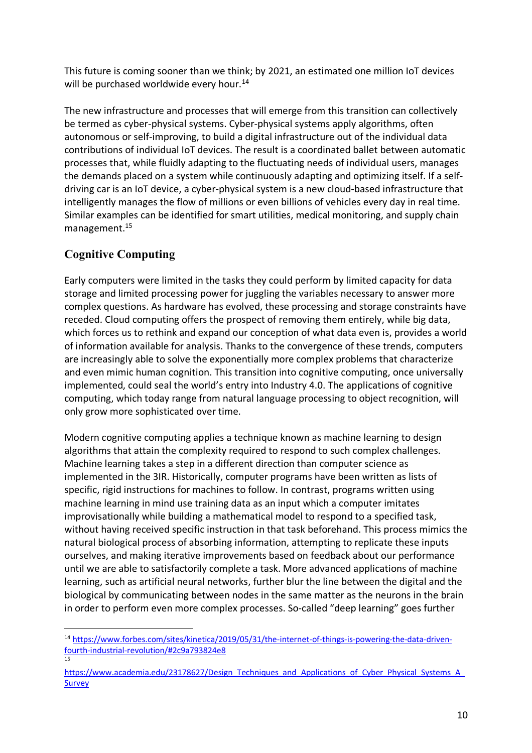This future is coming sooner than we think; by 2021, an estimated one million IoT devices will be purchased worldwide every hour.[14]

The new infrastructure and processes that will emerge from this transition can collectively be termed as cyber-physical systems. Cyber-physical systems apply algorithms, often autonomous or self-improving, to build a digital infrastructure out of the individual data contributions of individual IoT devices. The result is a coordinated ballet between automatic processes that, while fluidly adapting to the fluctuating needs of individual users, manages the demands placed on a system while continuously adapting and optimizing itself. If a self-driving car is an IoT device, a cyber-physical system is a new cloud-based infrastructure that intelligently manages the flow of millions or even billions of vehicles every day in real time. Similar examples can be identified for smart utilities, medical monitoring, and supply chain management.[15]

## Cognitive Computing

Early computers were limited in the tasks they could perform by limited capacity for data storage and limited processing power for juggling the variables necessary to answer more complex questions. As hardware has evolved, these processing and storage constraints have receded. Cloud computing offers the prospect of removing them entirely, while big data, which forces us to rethink and expand our conception of what data even is, provides a world of information available for analysis. Thanks to the convergence of these trends, computers are increasingly able to solve the exponentially more complex problems that characterize and even mimic human cognition. This transition into cognitive computing, once universally implemented, could seal the world's entry into Industry 4.0. The applications of cognitive computing, which today range from natural language processing to object recognition, will only grow more sophisticated over time.

Modern cognitive computing applies a technique known as machine learning to design algorithms that attain the complexity required to respond to such complex challenges. Machine learning takes a step in a different direction than computer science as implemented in the 3IR. Historically, computer programs have been written as lists of specific, rigid instructions for machines to follow. In contrast, programs written using machine learning in mind use training data as an input which a computer imitates improvisationally while building a mathematical model to respond to a specified task, without having received specific instruction in that task beforehand. This process mimics the natural biological process of absorbing information, attempting to replicate these inputs ourselves, and making iterative improvements based on feedback about our performance until we are able to satisfactorily complete a task. More advanced applications of machine learning, such as artificial neural networks, further blur the line between the digital and the biological by communicating between nodes in the same matter as the neurons in the brain in order to perform even more complex processes. So-called "deep learning" goes further

---

[14] https://www.forbes.com/sites/kinetica/2019/05/31/the-internet-of-things-is-powering-the-data-driven-fourth-industrial-revolution/#2c9a793824e8

[15] https://www.academia.edu/23178627/Design_Techniques_and_Applications_of_Cyber_Physical_Systems_A_Survey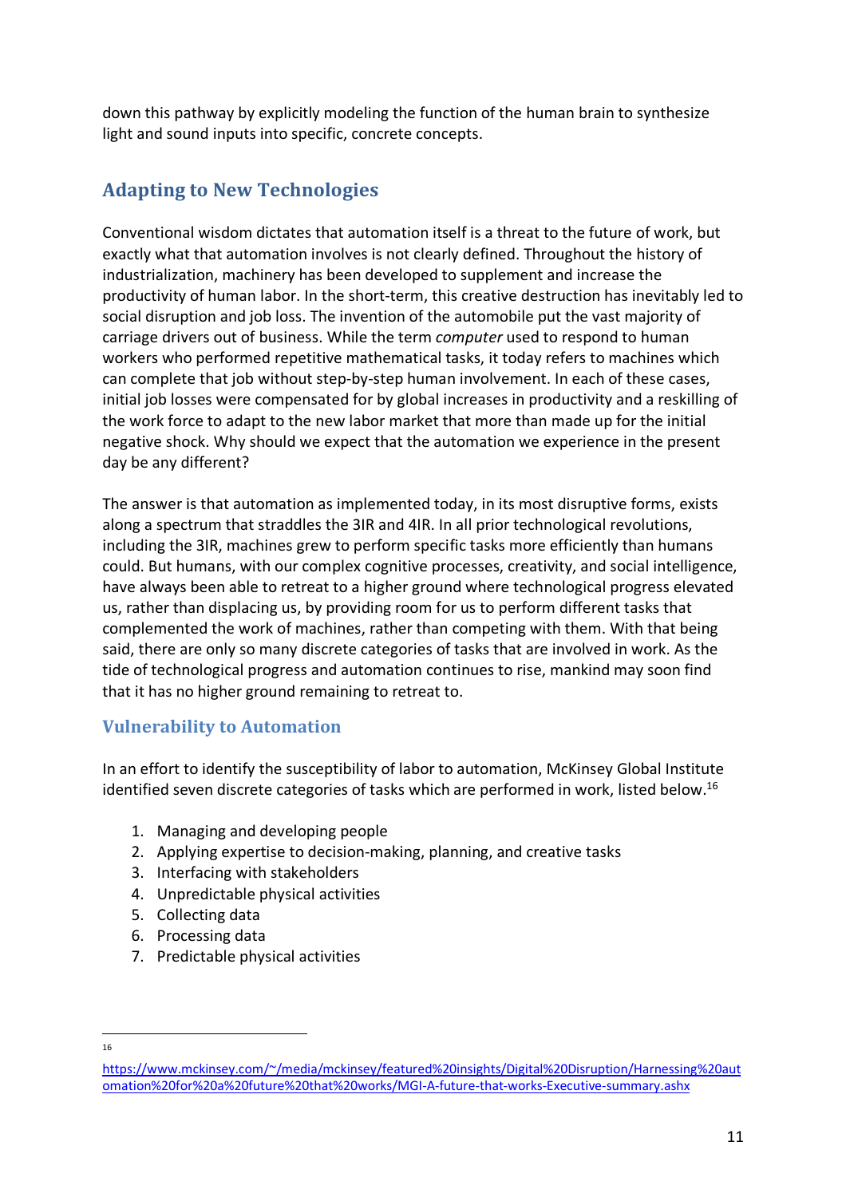down this pathway by explicitly modeling the function of the human brain to synthesize light and sound inputs into specific, concrete concepts.

## Adapting to New Technologies

Conventional wisdom dictates that automation itself is a threat to the future of work, but exactly what that automation involves is not clearly defined. Throughout the history of industrialization, machinery has been developed to supplement and increase the productivity of human labor. In the short-term, this creative destruction has inevitably led to social disruption and job loss. The invention of the automobile put the vast majority of carriage drivers out of business. While the term *computer* used to respond to human workers who performed repetitive mathematical tasks, it today refers to machines which can complete that job without step-by-step human involvement. In each of these cases, initial job losses were compensated for by global increases in productivity and a reskilling of the work force to adapt to the new labor market that more than made up for the initial negative shock. Why should we expect that the automation we experience in the present day be any different?

The answer is that automation as implemented today, in its most disruptive forms, exists along a spectrum that straddles the 3IR and 4IR. In all prior technological revolutions, including the 3IR, machines grew to perform specific tasks more efficiently than humans could. But humans, with our complex cognitive processes, creativity, and social intelligence, have always been able to retreat to a higher ground where technological progress elevated us, rather than displacing us, by providing room for us to perform different tasks that complemented the work of machines, rather than competing with them. With that being said, there are only so many discrete categories of tasks that are involved in work. As the tide of technological progress and automation continues to rise, mankind may soon find that it has no higher ground remaining to retreat to.

### Vulnerability to Automation

In an effort to identify the susceptibility of labor to automation, McKinsey Global Institute identified seven discrete categories of tasks which are performed in work, listed below.[16]

1. Managing and developing people
2. Applying expertise to decision-making, planning, and creative tasks
3. Interfacing with stakeholders
4. Unpredictable physical activities
5. Collecting data
6. Processing data
7. Predictable physical activities

---

[16] https://www.mckinsey.com/~/media/mckinsey/featured%20insights/Digital%20Disruption/Harnessing%20automation%20for%20a%20future%20that%20works/MGI-A-future-that-works-Executive-summary.ashx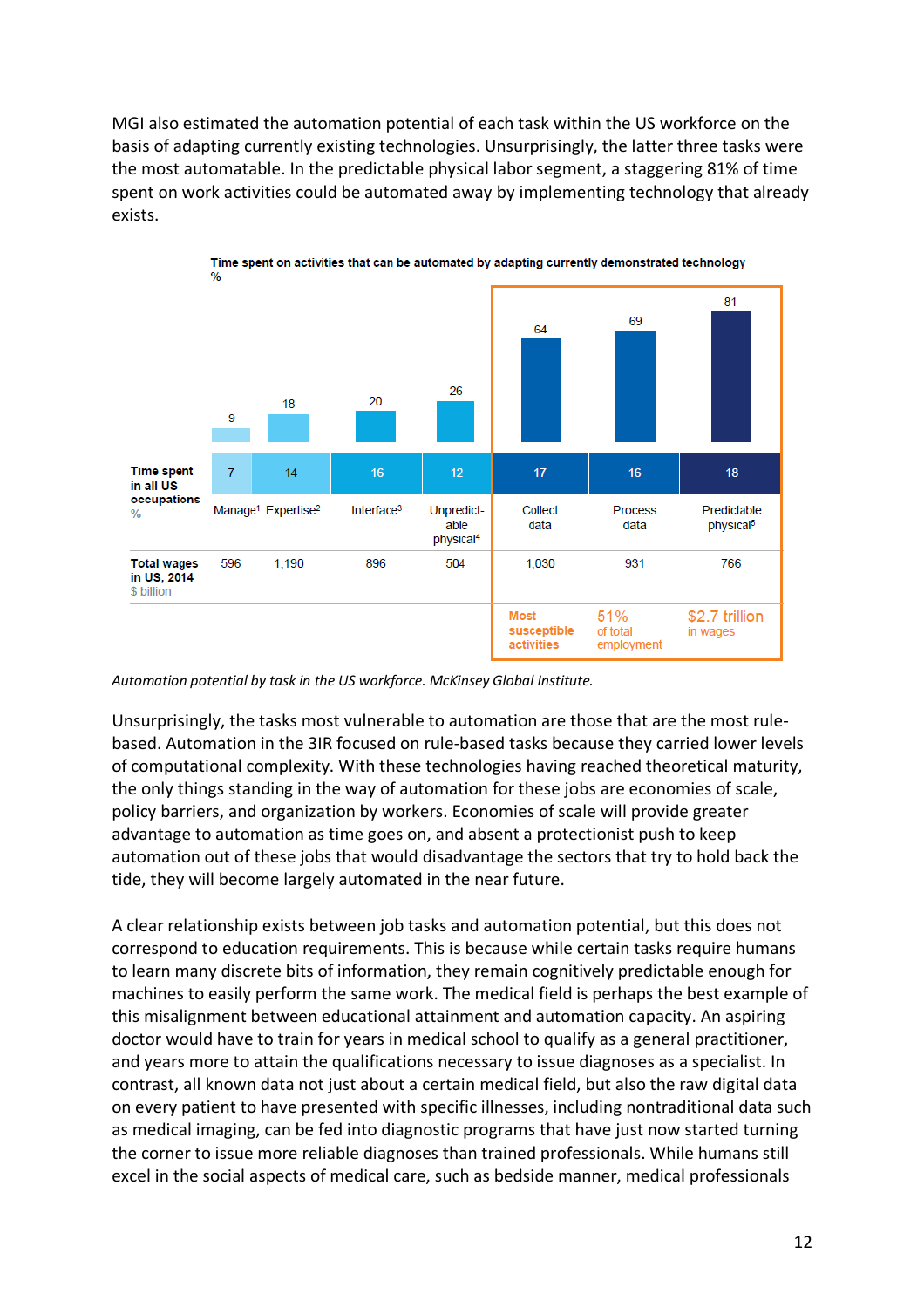MGI also estimated the automation potential of each task within the US workforce on the basis of adapting currently existing technologies. Unsurprisingly, the latter three tasks were the most automatable. In the predictable physical labor segment, a staggering 81% of time spent on work activities could be automated away by implementing technology that already exists.

Time spent on activities that can be automated by adapting currently demonstrated technology
%

| | Manage[1] | Expertise[2] | Interface[3] | Unpredictable physical[4] | Collect data | Process data | Predictable physical[5] |
|---|---|---|---|---|---|---|---|
| Time spent on activities that can be automated (%) | 9 | 18 | 20 | 26 | 64 | 69 | 81 |
| Time spent in all US occupations (%) | 7 | 14 | 16 | 12 | 17 | 16 | 18 |
| Total wages in US, 2014 ($ billion) | 596 | 1,190 | 896 | 504 | 1,030 | 931 | 766 |
| | | | | | Most susceptible activities | 51% of total employment | $2.7 trillion in wages |

*Automation potential by task in the US workforce. McKinsey Global Institute.*

Unsurprisingly, the tasks most vulnerable to automation are those that are the most rule-based. Automation in the 3IR focused on rule-based tasks because they carried lower levels of computational complexity. With these technologies having reached theoretical maturity, the only things standing in the way of automation for these jobs are economies of scale, policy barriers, and organization by workers. Economies of scale will provide greater advantage to automation as time goes on, and absent a protectionist push to keep automation out of these jobs that would disadvantage the sectors that try to hold back the tide, they will become largely automated in the near future.

A clear relationship exists between job tasks and automation potential, but this does not correspond to education requirements. This is because while certain tasks require humans to learn many discrete bits of information, they remain cognitively predictable enough for machines to easily perform the same work. The medical field is perhaps the best example of this misalignment between educational attainment and automation capacity. An aspiring doctor would have to train for years in medical school to qualify as a general practitioner, and years more to attain the qualifications necessary to issue diagnoses as a specialist. In contrast, all known data not just about a certain medical field, but also the raw digital data on every patient to have presented with specific illnesses, including nontraditional data such as medical imaging, can be fed into diagnostic programs that have just now started turning the corner to issue more reliable diagnoses than trained professionals. While humans still excel in the social aspects of medical care, such as bedside manner, medical professionals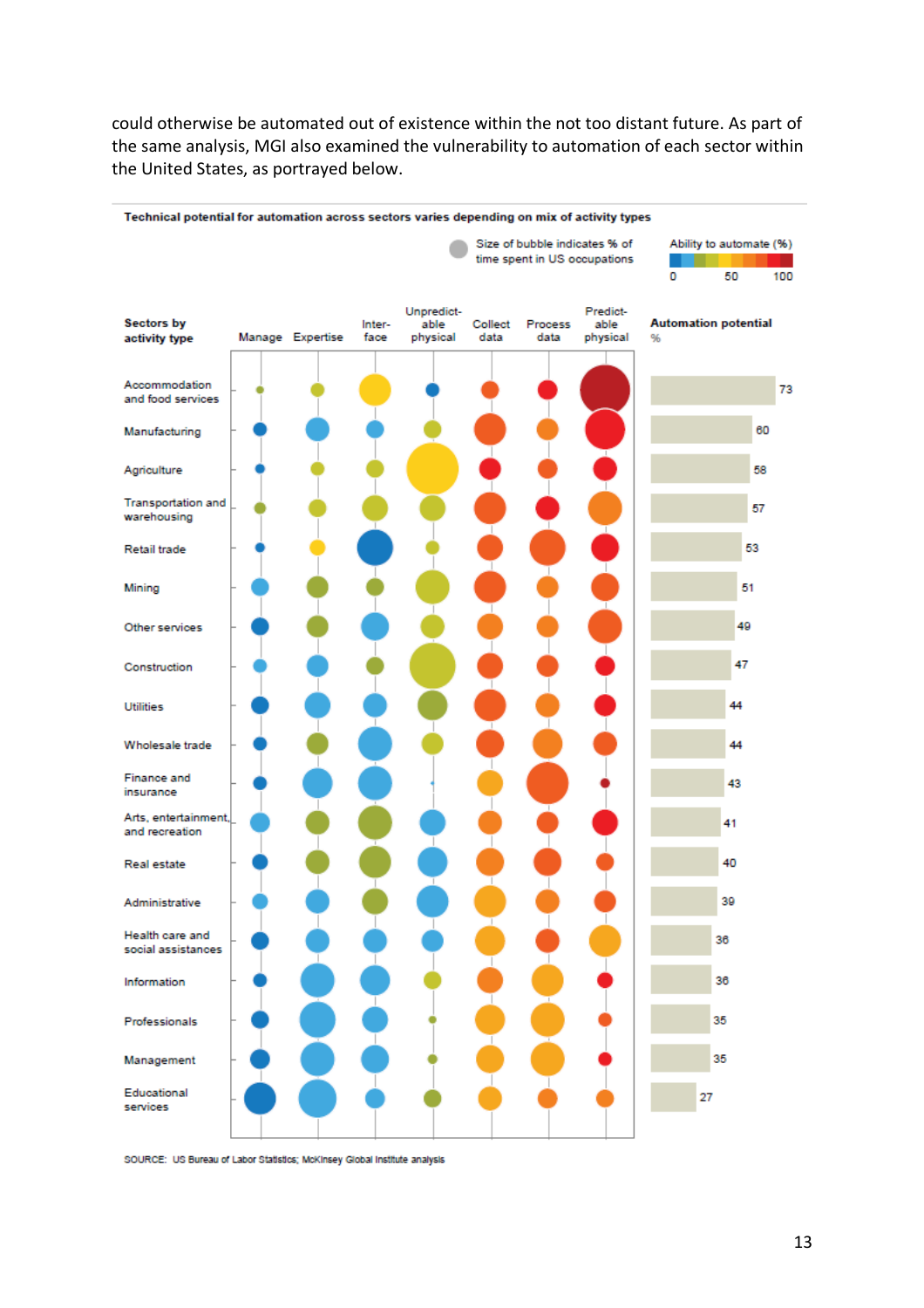could otherwise be automated out of existence within the not too distant future. As part of the same analysis, MGI also examined the vulnerability to automation of each sector within the United States, as portrayed below.

**Technical potential for automation across sectors varies depending on mix of activity types**

Size of bubble indicates % of time spent in US occupations

Ability to automate (%): 0 – 50 – 100

Activity types: Manage, Expertise, Interface, Unpredictable physical, Collect data, Process data, Predictable physical

| Sectors by activity type | Automation potential % |
|---|---|
| Accommodation and food services | 73 |
| Manufacturing | 60 |
| Agriculture | 58 |
| Transportation and warehousing | 57 |
| Retail trade | 53 |
| Mining | 51 |
| Other services | 49 |
| Construction | 47 |
| Utilities | 44 |
| Wholesale trade | 44 |
| Finance and insurance | 43 |
| Arts, entertainment, and recreation | 41 |
| Real estate | 40 |
| Administrative | 39 |
| Health care and social assistances | 36 |
| Information | 36 |
| Professionals | 35 |
| Management | 35 |
| Educational services | 27 |

SOURCE: US Bureau of Labor Statistics; McKinsey Global Institute analysis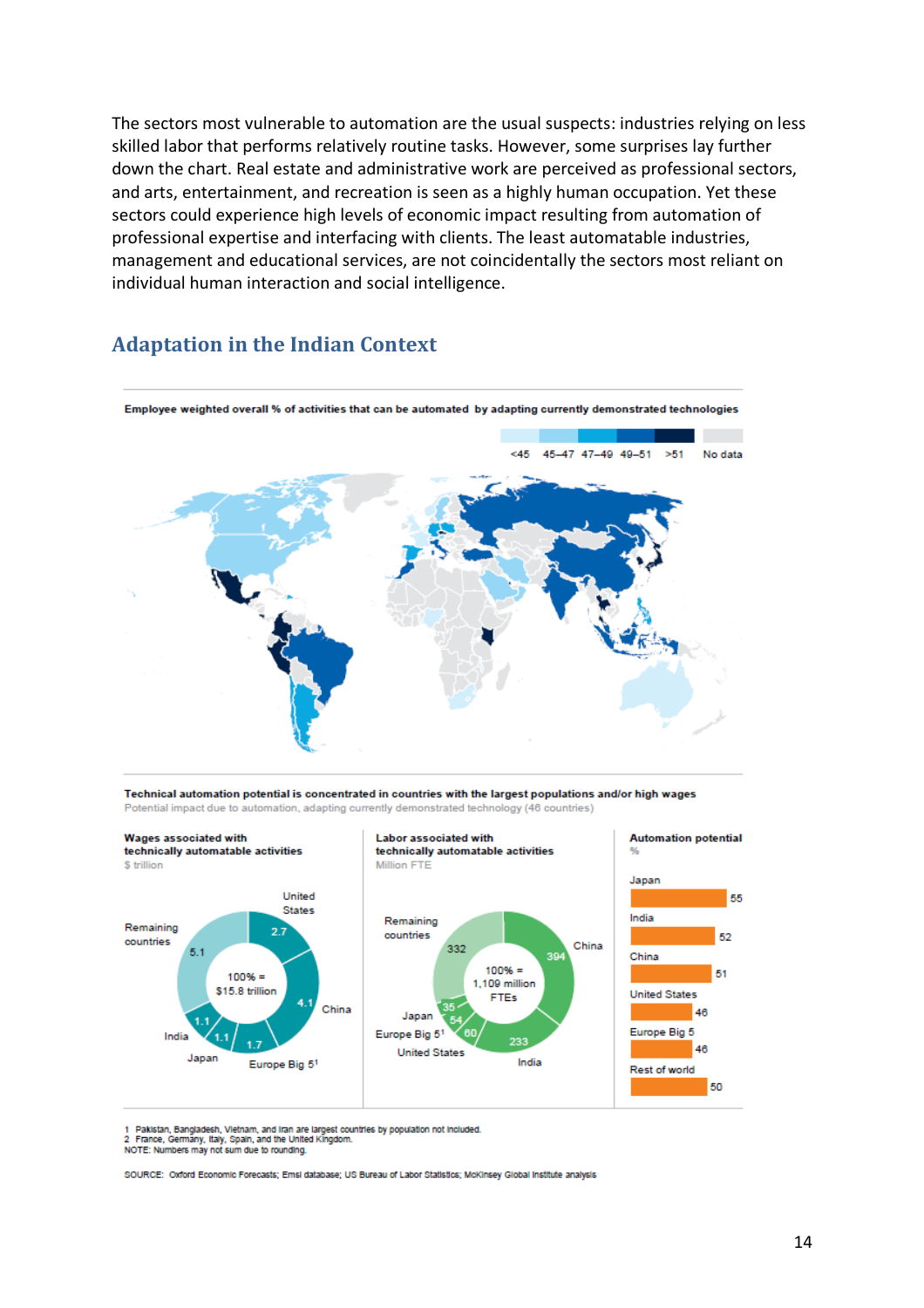The sectors most vulnerable to automation are the usual suspects: industries relying on less skilled labor that performs relatively routine tasks. However, some surprises lay further down the chart. Real estate and administrative work are perceived as professional sectors, and arts, entertainment, and recreation is seen as a highly human occupation. Yet these sectors could experience high levels of economic impact resulting from automation of professional expertise and interfacing with clients. The least automatable industries, management and educational services, are not coincidentally the sectors most reliant on individual human interaction and social intelligence.

## Adaptation in the Indian Context

**Employee weighted overall % of activities that can be automated by adapting currently demonstrated technologies**

<45 | 45–47 | 47–49 | 49–51 | >51 | No data

**Technical automation potential is concentrated in countries with the largest populations and/or high wages**

Potential impact due to automation, adapting currently demonstrated technology (46 countries)

**Wages associated with technically automatable activities**
$ trillion

100% = $15.8 trillion

| Country | $ trillion |
|---|---|
| United States | 2.7 |
| China | 4.1 |
| Europe Big 5[1] | 1.7 |
| Japan | 1.1 |
| India | 1.1 |
| Remaining countries | 5.1 |

**Labor associated with technically automatable activities**
Million FTE

100% = 1,109 million FTEs

| Country | Million FTE |
|---|---|
| China | 394 |
| India | 233 |
| United States | 60 |
| Europe Big 5[1] | 54 |
| Japan | 35 |
| Remaining countries | 332 |

**Automation potential**
%

| Country | % |
|---|---|
| Japan | 55 |
| India | 52 |
| China | 51 |
| United States | 46 |
| Europe Big 5 | 46 |
| Rest of world | 50 |

1 Pakistan, Bangladesh, Vietnam, and Iran are largest countries by population not included.
2 France, Germany, Italy, Spain, and the United Kingdom.
NOTE: Numbers may not sum due to rounding.

SOURCE: Oxford Economic Forecasts; Emsi database; US Bureau of Labor Statistics; McKinsey Global Institute analysis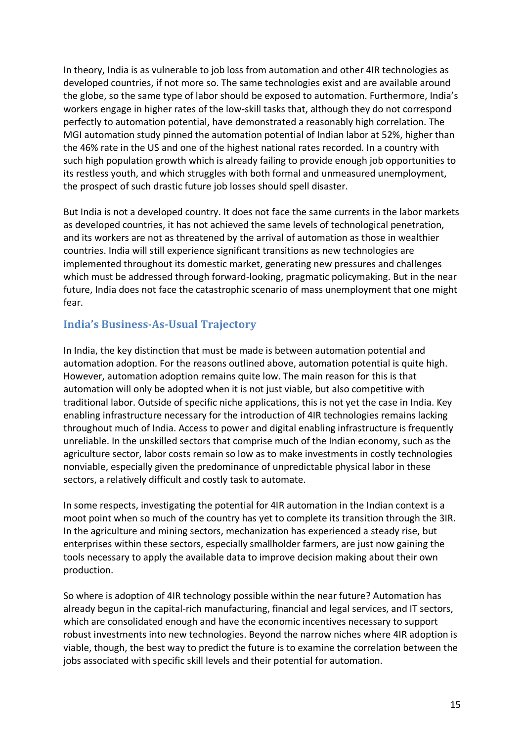In theory, India is as vulnerable to job loss from automation and other 4IR technologies as developed countries, if not more so. The same technologies exist and are available around the globe, so the same type of labor should be exposed to automation. Furthermore, India's workers engage in higher rates of the low-skill tasks that, although they do not correspond perfectly to automation potential, have demonstrated a reasonably high correlation. The MGI automation study pinned the automation potential of Indian labor at 52%, higher than the 46% rate in the US and one of the highest national rates recorded. In a country with such high population growth which is already failing to provide enough job opportunities to its restless youth, and which struggles with both formal and unmeasured unemployment, the prospect of such drastic future job losses should spell disaster.

But India is not a developed country. It does not face the same currents in the labor markets as developed countries, it has not achieved the same levels of technological penetration, and its workers are not as threatened by the arrival of automation as those in wealthier countries. India will still experience significant transitions as new technologies are implemented throughout its domestic market, generating new pressures and challenges which must be addressed through forward-looking, pragmatic policymaking. But in the near future, India does not face the catastrophic scenario of mass unemployment that one might fear.

## India's Business-As-Usual Trajectory

In India, the key distinction that must be made is between automation potential and automation adoption. For the reasons outlined above, automation potential is quite high. However, automation adoption remains quite low. The main reason for this is that automation will only be adopted when it is not just viable, but also competitive with traditional labor. Outside of specific niche applications, this is not yet the case in India. Key enabling infrastructure necessary for the introduction of 4IR technologies remains lacking throughout much of India. Access to power and digital enabling infrastructure is frequently unreliable. In the unskilled sectors that comprise much of the Indian economy, such as the agriculture sector, labor costs remain so low as to make investments in costly technologies nonviable, especially given the predominance of unpredictable physical labor in these sectors, a relatively difficult and costly task to automate.

In some respects, investigating the potential for 4IR automation in the Indian context is a moot point when so much of the country has yet to complete its transition through the 3IR. In the agriculture and mining sectors, mechanization has experienced a steady rise, but enterprises within these sectors, especially smallholder farmers, are just now gaining the tools necessary to apply the available data to improve decision making about their own production.

So where is adoption of 4IR technology possible within the near future? Automation has already begun in the capital-rich manufacturing, financial and legal services, and IT sectors, which are consolidated enough and have the economic incentives necessary to support robust investments into new technologies. Beyond the narrow niches where 4IR adoption is viable, though, the best way to predict the future is to examine the correlation between the jobs associated with specific skill levels and their potential for automation.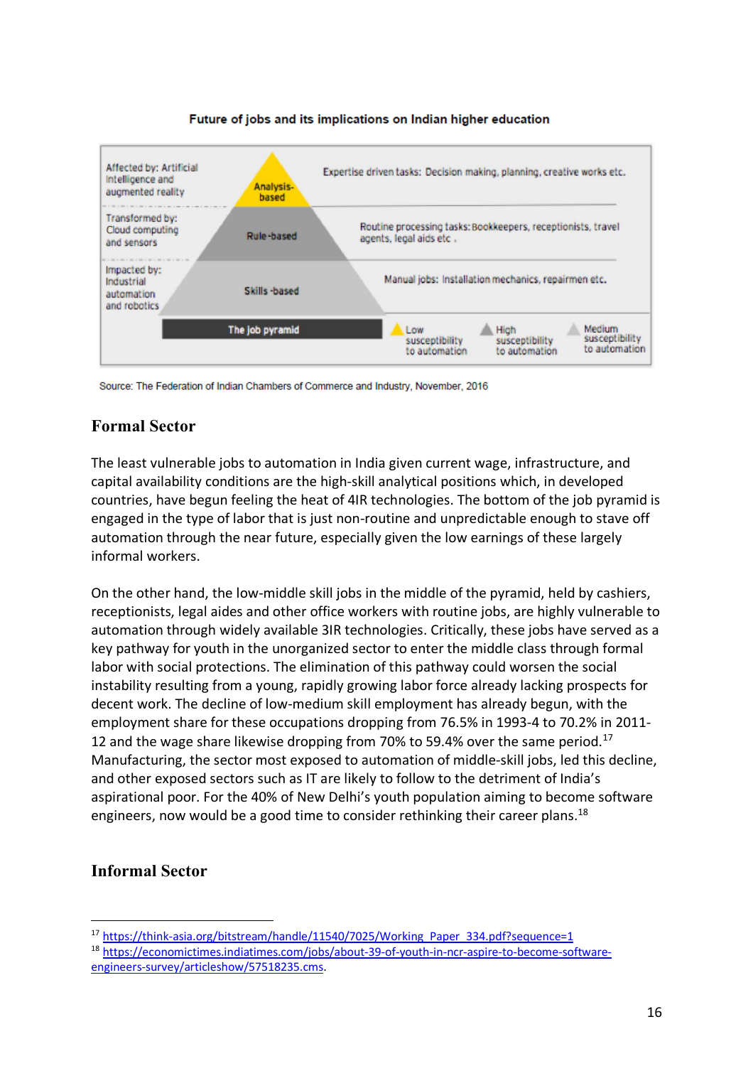**Future of jobs and its implications on Indian higher education**

| | The job pyramid | |
|---|---|---|
| Affected by: Artificial Intelligence and augmented reality | Analysis-based | Expertise driven tasks: Decision making, planning, creative works etc. |
| Transformed by: Cloud computing and sensors | Rule-based | Routine processing tasks: Bookkeepers, receptionists, travel agents, legal aids etc . |
| Impacted by: Industrial automation and robotics | Skills -based | Manual jobs: Installation mechanics, repairmen etc. |

Low susceptibility to automation; High susceptibility to automation; Medium susceptibility to automation

Source: The Federation of Indian Chambers of Commerce and Industry, November, 2016

## Formal Sector

The least vulnerable jobs to automation in India given current wage, infrastructure, and capital availability conditions are the high-skill analytical positions which, in developed countries, have begun feeling the heat of 4IR technologies. The bottom of the job pyramid is engaged in the type of labor that is just non-routine and unpredictable enough to stave off automation through the near future, especially given the low earnings of these largely informal workers.

On the other hand, the low-middle skill jobs in the middle of the pyramid, held by cashiers, receptionists, legal aides and other office workers with routine jobs, are highly vulnerable to automation through widely available 3IR technologies. Critically, these jobs have served as a key pathway for youth in the unorganized sector to enter the middle class through formal labor with social protections. The elimination of this pathway could worsen the social instability resulting from a young, rapidly growing labor force already lacking prospects for decent work. The decline of low-medium skill employment has already begun, with the employment share for these occupations dropping from 76.5% in 1993-4 to 70.2% in 2011-12 and the wage share likewise dropping from 70% to 59.4% over the same period.[17] Manufacturing, the sector most exposed to automation of middle-skill jobs, led this decline, and other exposed sectors such as IT are likely to follow to the detriment of India's aspirational poor. For the 40% of New Delhi's youth population aiming to become software engineers, now would be a good time to consider rethinking their career plans.[18]

## Informal Sector

[17] https://think-asia.org/bitstream/handle/11540/7025/Working_Paper_334.pdf?sequence=1

[18] https://economictimes.indiatimes.com/jobs/about-39-of-youth-in-ncr-aspire-to-become-software-engineers-survey/articleshow/57518235.cms.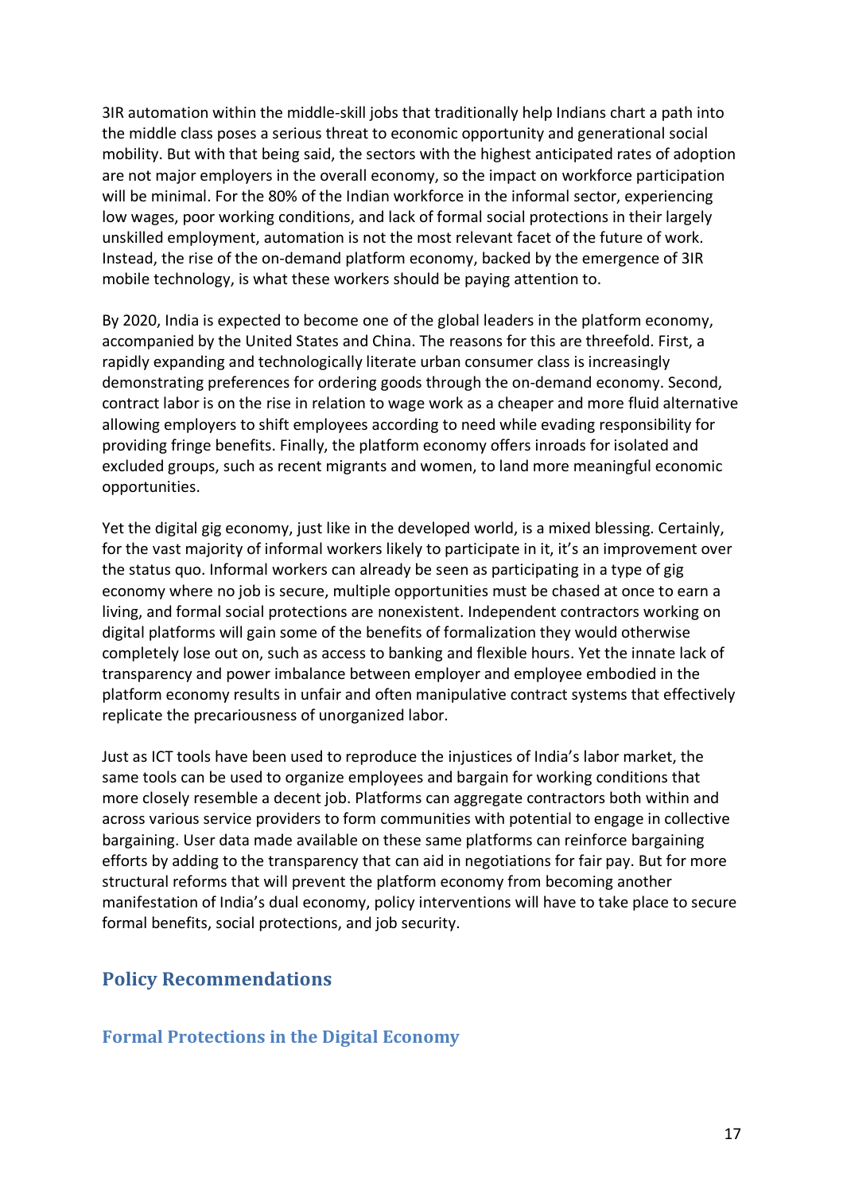3IR automation within the middle-skill jobs that traditionally help Indians chart a path into the middle class poses a serious threat to economic opportunity and generational social mobility. But with that being said, the sectors with the highest anticipated rates of adoption are not major employers in the overall economy, so the impact on workforce participation will be minimal. For the 80% of the Indian workforce in the informal sector, experiencing low wages, poor working conditions, and lack of formal social protections in their largely unskilled employment, automation is not the most relevant facet of the future of work. Instead, the rise of the on-demand platform economy, backed by the emergence of 3IR mobile technology, is what these workers should be paying attention to.

By 2020, India is expected to become one of the global leaders in the platform economy, accompanied by the United States and China. The reasons for this are threefold. First, a rapidly expanding and technologically literate urban consumer class is increasingly demonstrating preferences for ordering goods through the on-demand economy. Second, contract labor is on the rise in relation to wage work as a cheaper and more fluid alternative allowing employers to shift employees according to need while evading responsibility for providing fringe benefits. Finally, the platform economy offers inroads for isolated and excluded groups, such as recent migrants and women, to land more meaningful economic opportunities.

Yet the digital gig economy, just like in the developed world, is a mixed blessing. Certainly, for the vast majority of informal workers likely to participate in it, it's an improvement over the status quo. Informal workers can already be seen as participating in a type of gig economy where no job is secure, multiple opportunities must be chased at once to earn a living, and formal social protections are nonexistent. Independent contractors working on digital platforms will gain some of the benefits of formalization they would otherwise completely lose out on, such as access to banking and flexible hours. Yet the innate lack of transparency and power imbalance between employer and employee embodied in the platform economy results in unfair and often manipulative contract systems that effectively replicate the precariousness of unorganized labor.

Just as ICT tools have been used to reproduce the injustices of India's labor market, the same tools can be used to organize employees and bargain for working conditions that more closely resemble a decent job. Platforms can aggregate contractors both within and across various service providers to form communities with potential to engage in collective bargaining. User data made available on these same platforms can reinforce bargaining efforts by adding to the transparency that can aid in negotiations for fair pay. But for more structural reforms that will prevent the platform economy from becoming another manifestation of India's dual economy, policy interventions will have to take place to secure formal benefits, social protections, and job security.

## Policy Recommendations

### Formal Protections in the Digital Economy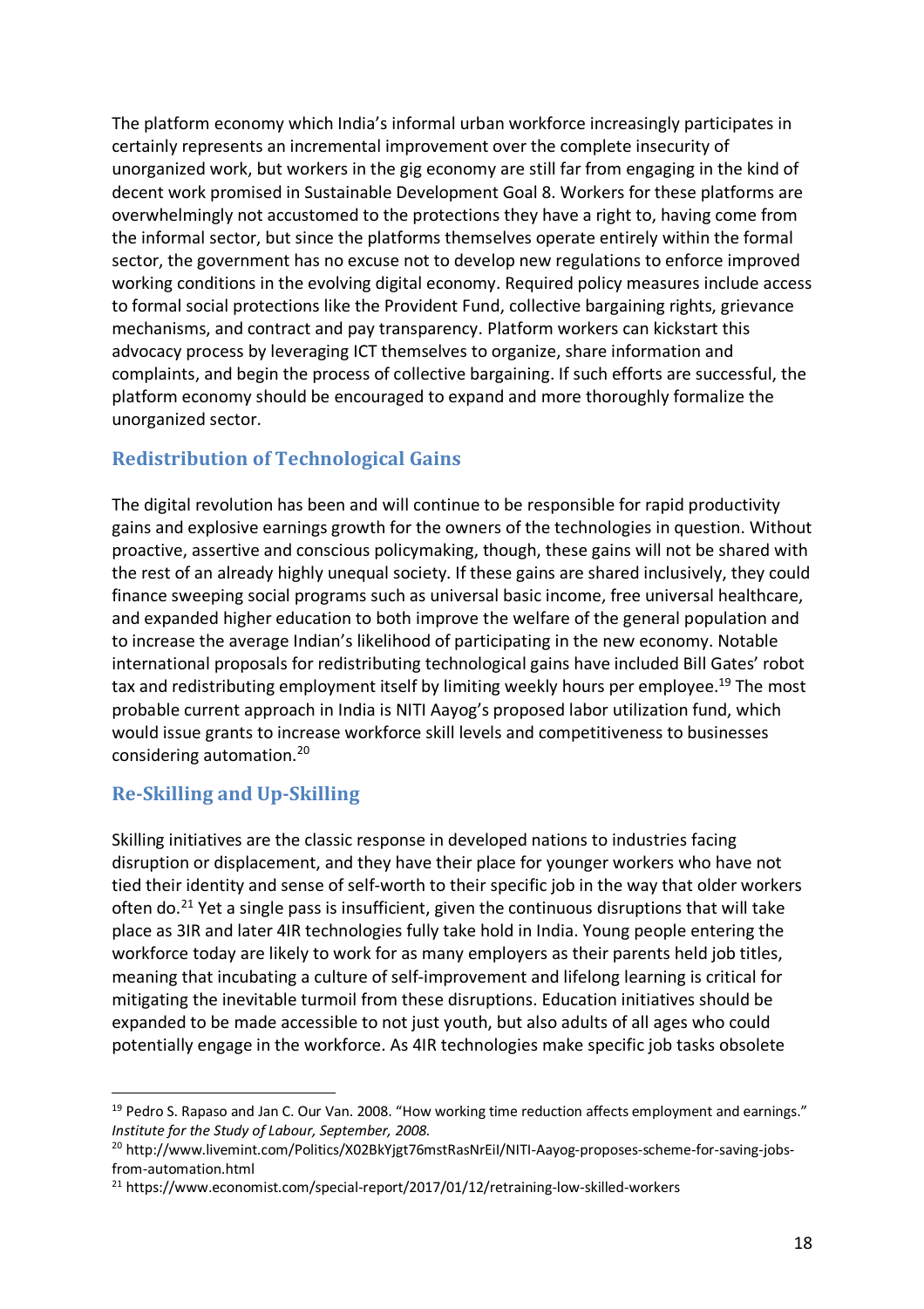The platform economy which India's informal urban workforce increasingly participates in certainly represents an incremental improvement over the complete insecurity of unorganized work, but workers in the gig economy are still far from engaging in the kind of decent work promised in Sustainable Development Goal 8. Workers for these platforms are overwhelmingly not accustomed to the protections they have a right to, having come from the informal sector, but since the platforms themselves operate entirely within the formal sector, the government has no excuse not to develop new regulations to enforce improved working conditions in the evolving digital economy. Required policy measures include access to formal social protections like the Provident Fund, collective bargaining rights, grievance mechanisms, and contract and pay transparency. Platform workers can kickstart this advocacy process by leveraging ICT themselves to organize, share information and complaints, and begin the process of collective bargaining. If such efforts are successful, the platform economy should be encouraged to expand and more thoroughly formalize the unorganized sector.

## Redistribution of Technological Gains

The digital revolution has been and will continue to be responsible for rapid productivity gains and explosive earnings growth for the owners of the technologies in question. Without proactive, assertive and conscious policymaking, though, these gains will not be shared with the rest of an already highly unequal society. If these gains are shared inclusively, they could finance sweeping social programs such as universal basic income, free universal healthcare, and expanded higher education to both improve the welfare of the general population and to increase the average Indian's likelihood of participating in the new economy. Notable international proposals for redistributing technological gains have included Bill Gates' robot tax and redistributing employment itself by limiting weekly hours per employee.[19] The most probable current approach in India is NITI Aayog's proposed labor utilization fund, which would issue grants to increase workforce skill levels and competitiveness to businesses considering automation.[20]

## Re-Skilling and Up-Skilling

Skilling initiatives are the classic response in developed nations to industries facing disruption or displacement, and they have their place for younger workers who have not tied their identity and sense of self-worth to their specific job in the way that older workers often do.[21] Yet a single pass is insufficient, given the continuous disruptions that will take place as 3IR and later 4IR technologies fully take hold in India. Young people entering the workforce today are likely to work for as many employers as their parents held job titles, meaning that incubating a culture of self-improvement and lifelong learning is critical for mitigating the inevitable turmoil from these disruptions. Education initiatives should be expanded to be made accessible to not just youth, but also adults of all ages who could potentially engage in the workforce. As 4IR technologies make specific job tasks obsolete

---

[19] Pedro S. Rapaso and Jan C. Our Van. 2008. "How working time reduction affects employment and earnings." *Institute for the Study of Labour, September, 2008.*

[20] http://www.livemint.com/Politics/X02BkYjgt76mstRasNrEiI/NITI-Aayog-proposes-scheme-for-saving-jobs-from-automation.html

[21] https://www.economist.com/special-report/2017/01/12/retraining-low-skilled-workers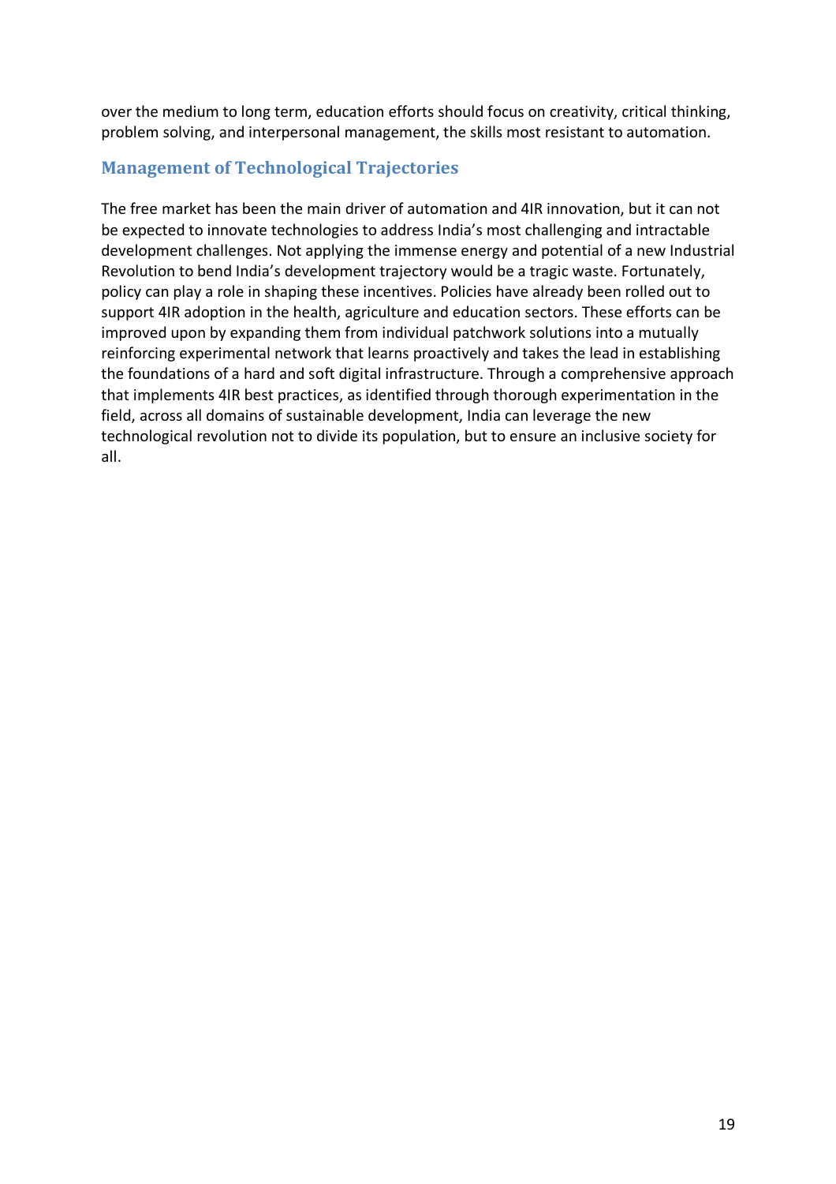over the medium to long term, education efforts should focus on creativity, critical thinking, problem solving, and interpersonal management, the skills most resistant to automation.

## Management of Technological Trajectories

The free market has been the main driver of automation and 4IR innovation, but it can not be expected to innovate technologies to address India's most challenging and intractable development challenges. Not applying the immense energy and potential of a new Industrial Revolution to bend India's development trajectory would be a tragic waste. Fortunately, policy can play a role in shaping these incentives. Policies have already been rolled out to support 4IR adoption in the health, agriculture and education sectors. These efforts can be improved upon by expanding them from individual patchwork solutions into a mutually reinforcing experimental network that learns proactively and takes the lead in establishing the foundations of a hard and soft digital infrastructure. Through a comprehensive approach that implements 4IR best practices, as identified through thorough experimentation in the field, across all domains of sustainable development, India can leverage the new technological revolution not to divide its population, but to ensure an inclusive society for all.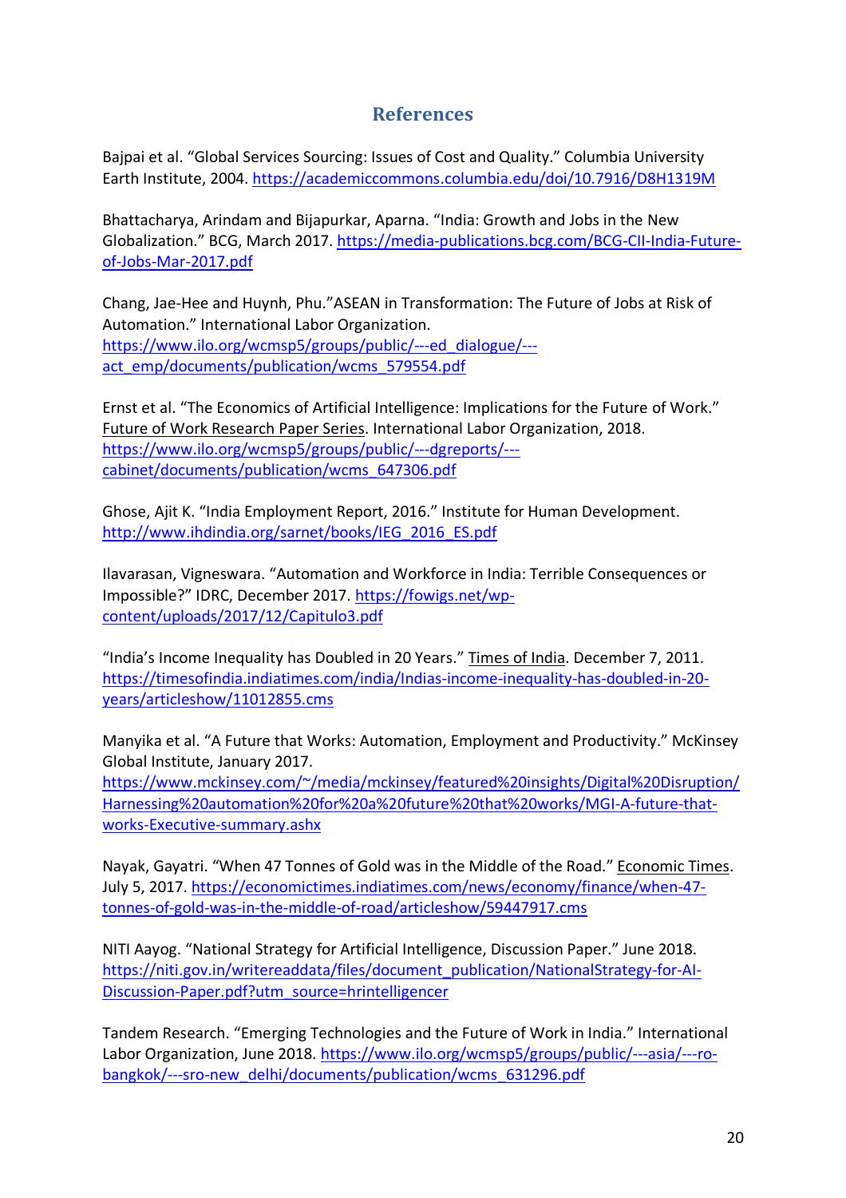## References

Bajpai et al. "Global Services Sourcing: Issues of Cost and Quality." Columbia University Earth Institute, 2004. https://academiccommons.columbia.edu/doi/10.7916/D8H1319M

Bhattacharya, Arindam and Bijapurkar, Aparna. "India: Growth and Jobs in the New Globalization." BCG, March 2017. https://media-publications.bcg.com/BCG-CII-India-Future-of-Jobs-Mar-2017.pdf

Chang, Jae-Hee and Huynh, Phu."ASEAN in Transformation: The Future of Jobs at Risk of Automation." International Labor Organization. https://www.ilo.org/wcmsp5/groups/public/---ed_dialogue/---act_emp/documents/publication/wcms_579554.pdf

Ernst et al. "The Economics of Artificial Intelligence: Implications for the Future of Work." Future of Work Research Paper Series. International Labor Organization, 2018. https://www.ilo.org/wcmsp5/groups/public/---dgreports/---cabinet/documents/publication/wcms_647306.pdf

Ghose, Ajit K. "India Employment Report, 2016." Institute for Human Development. http://www.ihdindia.org/sarnet/books/IEG_2016_ES.pdf

Ilavarasan, Vigneswara. "Automation and Workforce in India: Terrible Consequences or Impossible?" IDRC, December 2017. https://fowigs.net/wp-content/uploads/2017/12/Capitulo3.pdf

"India's Income Inequality has Doubled in 20 Years." Times of India. December 7, 2011. https://timesofindia.indiatimes.com/india/Indias-income-inequality-has-doubled-in-20-years/articleshow/11012855.cms

Manyika et al. "A Future that Works: Automation, Employment and Productivity." McKinsey Global Institute, January 2017. https://www.mckinsey.com/~/media/mckinsey/featured%20insights/Digital%20Disruption/Harnessing%20automation%20for%20a%20future%20that%20works/MGI-A-future-that-works-Executive-summary.ashx

Nayak, Gayatri. "When 47 Tonnes of Gold was in the Middle of the Road." Economic Times. July 5, 2017. https://economictimes.indiatimes.com/news/economy/finance/when-47-tonnes-of-gold-was-in-the-middle-of-road/articleshow/59447917.cms

NITI Aayog. "National Strategy for Artificial Intelligence, Discussion Paper." June 2018. https://niti.gov.in/writereaddata/files/document_publication/NationalStrategy-for-AI-Discussion-Paper.pdf?utm_source=hrintelligencer

Tandem Research. "Emerging Technologies and the Future of Work in India." International Labor Organization, June 2018. https://www.ilo.org/wcmsp5/groups/public/---asia/---ro-bangkok/---sro-new_delhi/documents/publication/wcms_631296.pdf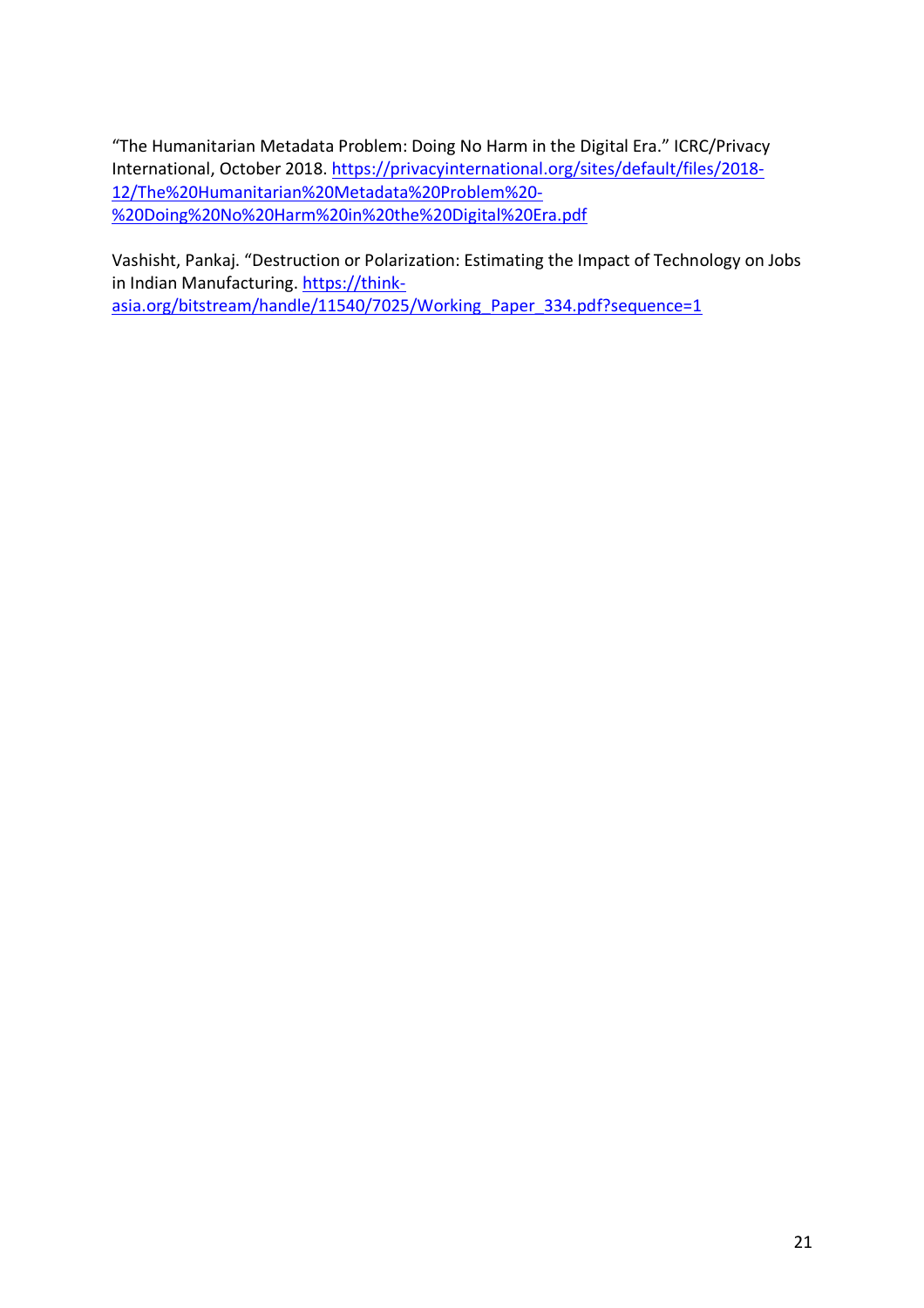"The Humanitarian Metadata Problem: Doing No Harm in the Digital Era." ICRC/Privacy International, October 2018. https://privacyinternational.org/sites/default/files/2018-12/The%20Humanitarian%20Metadata%20Problem%20-%20Doing%20No%20Harm%20in%20the%20Digital%20Era.pdf

Vashisht, Pankaj. "Destruction or Polarization: Estimating the Impact of Technology on Jobs in Indian Manufacturing. https://think-asia.org/bitstream/handle/11540/7025/Working_Paper_334.pdf?sequence=1